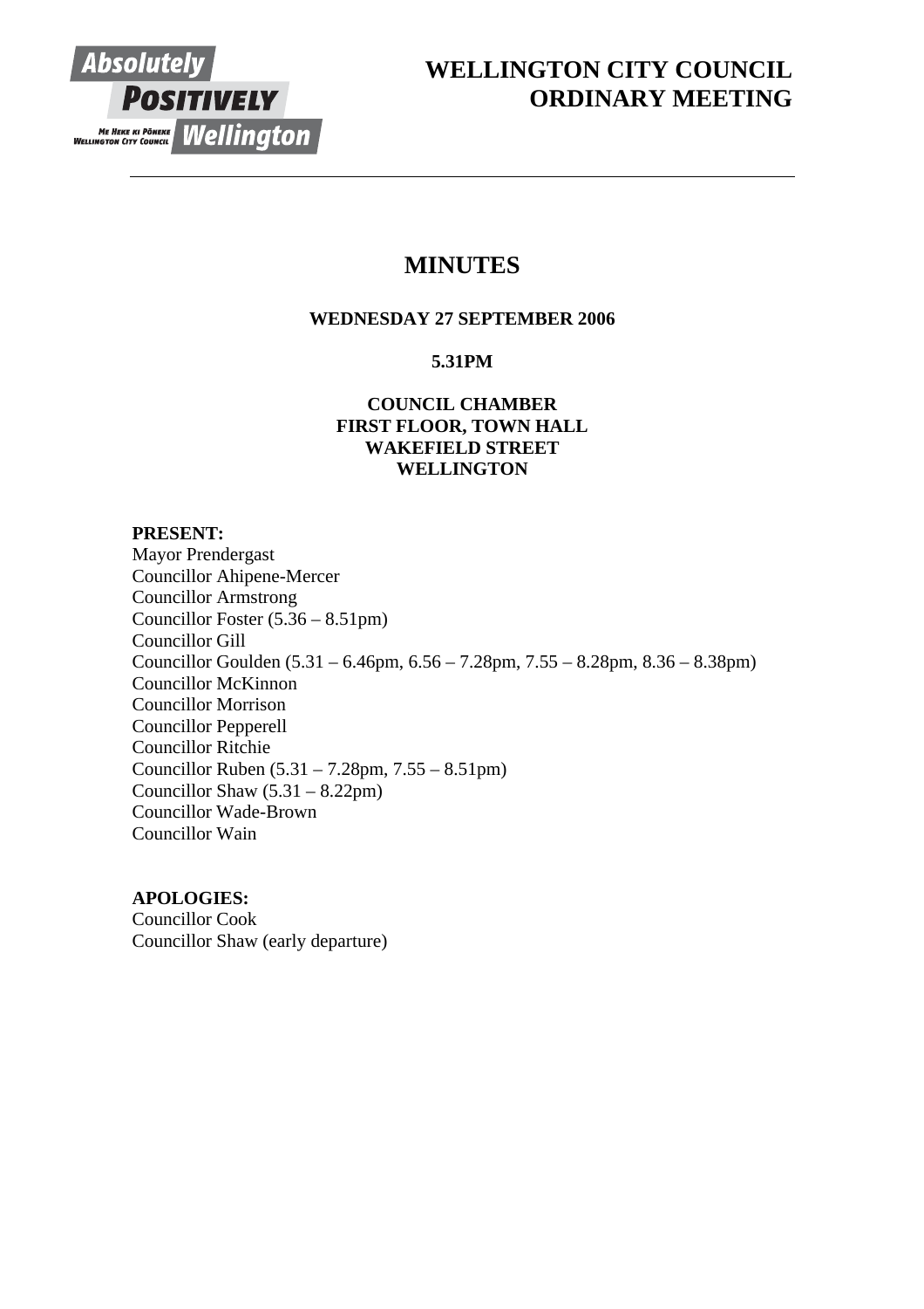# WELLINGTON CITY COUNCIL ORDINARY MEETING

## MINUTES

**WEDNESDAY 27 SEPTEMBER 2006**

**5.31PM**

**COUNCIL CHAMBER**
**FIRST FLOOR, TOWN HALL**
**WAKEFIELD STREET**
**WELLINGTON**

**PRESENT:**
Mayor Prendergast
Councillor Ahipene-Mercer
Councillor Armstrong
Councillor Foster (5.36 – 8.51pm)
Councillor Gill
Councillor Goulden (5.31 – 6.46pm, 6.56 – 7.28pm, 7.55 – 8.28pm, 8.36 – 8.38pm)
Councillor McKinnon
Councillor Morrison
Councillor Pepperell
Councillor Ritchie
Councillor Ruben (5.31 – 7.28pm, 7.55 – 8.51pm)
Councillor Shaw (5.31 – 8.22pm)
Councillor Wade-Brown
Councillor Wain

**APOLOGIES:**
Councillor Cook
Councillor Shaw (early departure)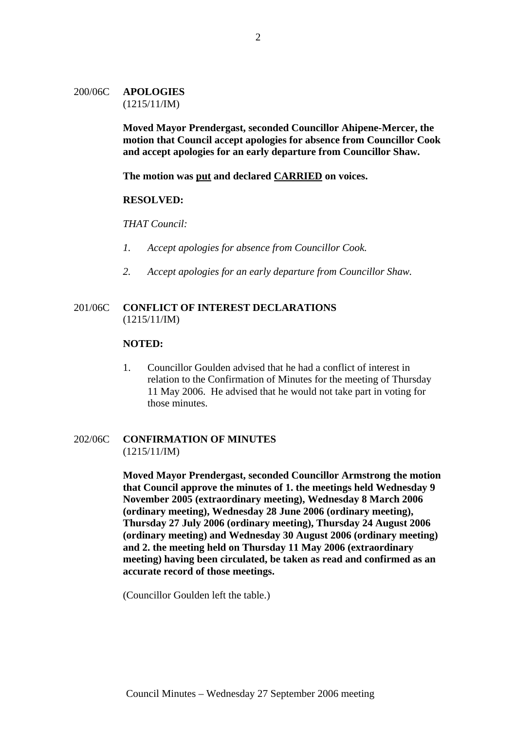200/06C **APOLOGIES**
(1215/11/IM)

**Moved Mayor Prendergast, seconded Councillor Ahipene-Mercer, the motion that Council accept apologies for absence from Councillor Cook and accept apologies for an early departure from Councillor Shaw.**

**The motion was <u>put</u> and declared <u>CARRIED</u> on voices.**

**RESOLVED:**

*THAT Council:*

1. *Accept apologies for absence from Councillor Cook.*

2. *Accept apologies for an early departure from Councillor Shaw.*

201/06C **CONFLICT OF INTEREST DECLARATIONS**
(1215/11/IM)

**NOTED:**

1. Councillor Goulden advised that he had a conflict of interest in relation to the Confirmation of Minutes for the meeting of Thursday 11 May 2006. He advised that he would not take part in voting for those minutes.

202/06C **CONFIRMATION OF MINUTES**
(1215/11/IM)

**Moved Mayor Prendergast, seconded Councillor Armstrong the motion that Council approve the minutes of 1. the meetings held Wednesday 9 November 2005 (extraordinary meeting), Wednesday 8 March 2006 (ordinary meeting), Wednesday 28 June 2006 (ordinary meeting), Thursday 27 July 2006 (ordinary meeting), Thursday 24 August 2006 (ordinary meeting) and Wednesday 30 August 2006 (ordinary meeting) and 2. the meeting held on Thursday 11 May 2006 (extraordinary meeting) having been circulated, be taken as read and confirmed as an accurate record of those meetings.**

(Councillor Goulden left the table.)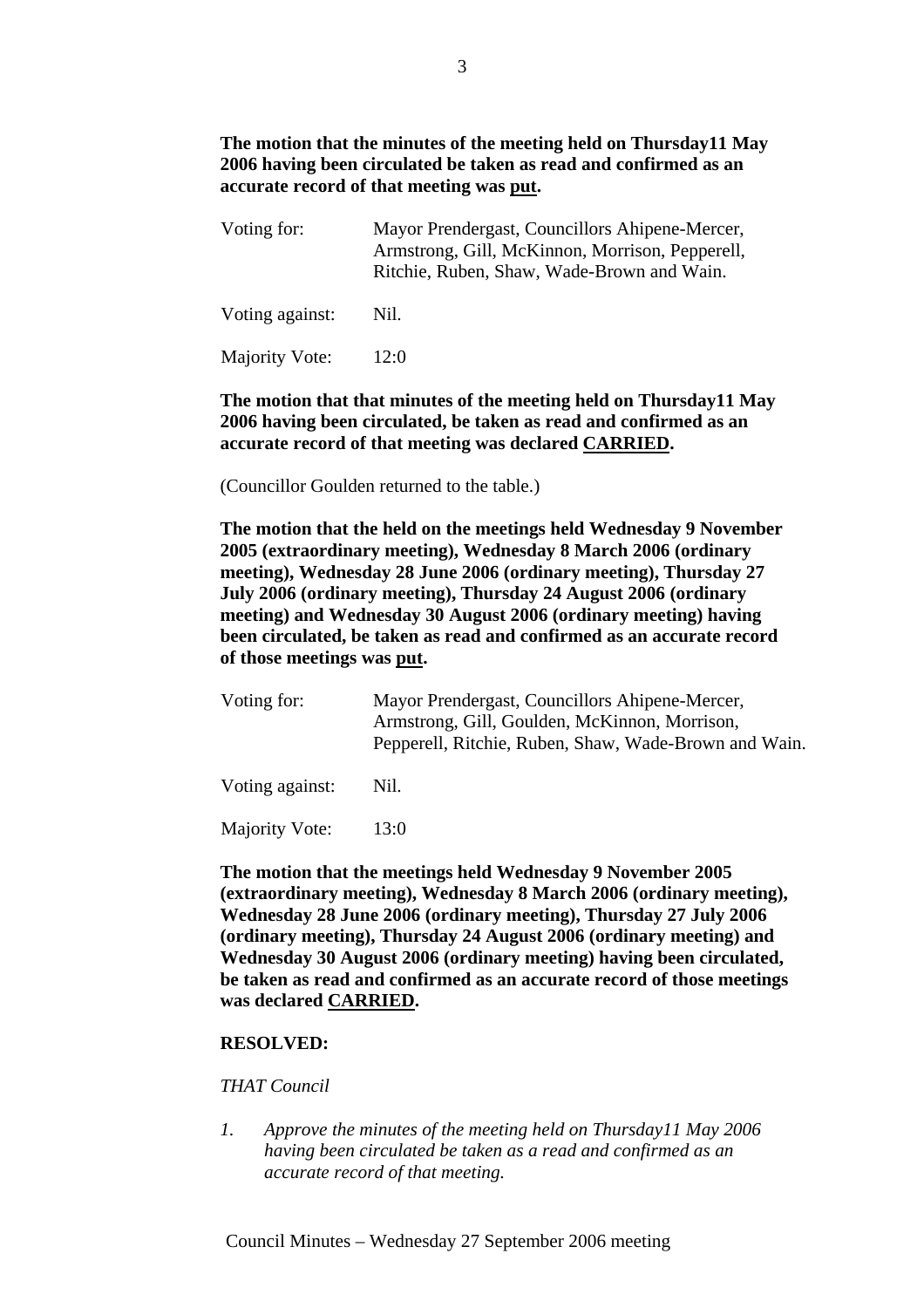**The motion that the minutes of the meeting held on Thursday11 May 2006 having been circulated be taken as read and confirmed as an accurate record of that meeting was <u>put</u>.**

| | |
|---|---|
| Voting for: | Mayor Prendergast, Councillors Ahipene-Mercer, Armstrong, Gill, McKinnon, Morrison, Pepperell, Ritchie, Ruben, Shaw, Wade-Brown and Wain. |
| Voting against: | Nil. |
| Majority Vote: | 12:0 |

**The motion that that minutes of the meeting held on Thursday11 May 2006 having been circulated, be taken as read and confirmed as an accurate record of that meeting was declared <u>CARRIED</u>.**

(Councillor Goulden returned to the table.)

**The motion that the held on the meetings held Wednesday 9 November 2005 (extraordinary meeting), Wednesday 8 March 2006 (ordinary meeting), Wednesday 28 June 2006 (ordinary meeting), Thursday 27 July 2006 (ordinary meeting), Thursday 24 August 2006 (ordinary meeting) and Wednesday 30 August 2006 (ordinary meeting) having been circulated, be taken as read and confirmed as an accurate record of those meetings was <u>put</u>.**

| | |
|---|---|
| Voting for: | Mayor Prendergast, Councillors Ahipene-Mercer, Armstrong, Gill, Goulden, McKinnon, Morrison, Pepperell, Ritchie, Ruben, Shaw, Wade-Brown and Wain. |
| Voting against: | Nil. |
| Majority Vote: | 13:0 |

**The motion that the meetings held Wednesday 9 November 2005 (extraordinary meeting), Wednesday 8 March 2006 (ordinary meeting), Wednesday 28 June 2006 (ordinary meeting), Thursday 27 July 2006 (ordinary meeting), Thursday 24 August 2006 (ordinary meeting) and Wednesday 30 August 2006 (ordinary meeting) having been circulated, be taken as read and confirmed as an accurate record of those meetings was declared <u>CARRIED</u>.**

**RESOLVED:**

*THAT Council*

1. *Approve the minutes of the meeting held on Thursday11 May 2006 having been circulated be taken as a read and confirmed as an accurate record of that meeting.*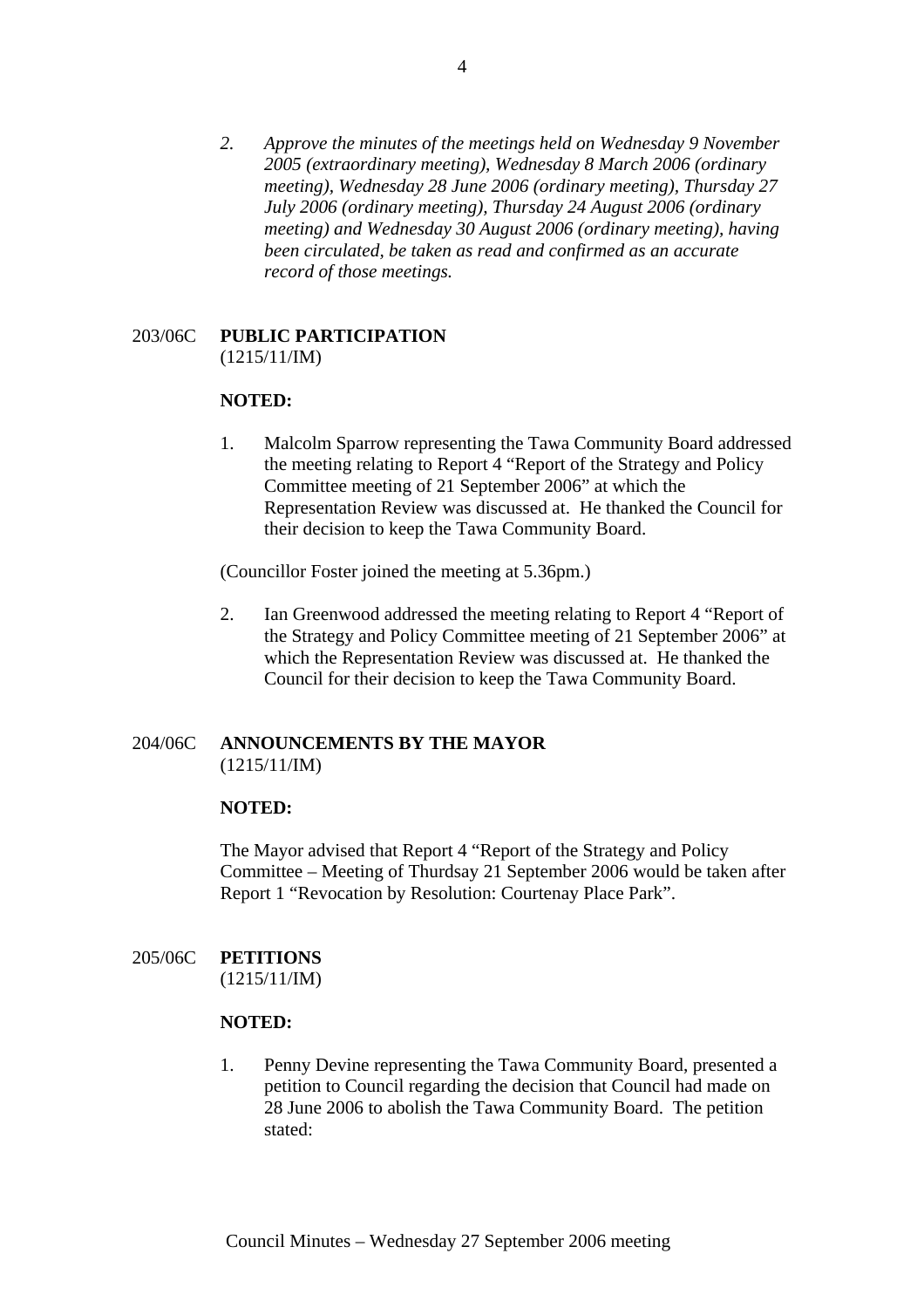*2. Approve the minutes of the meetings held on Wednesday 9 November 2005 (extraordinary meeting), Wednesday 8 March 2006 (ordinary meeting), Wednesday 28 June 2006 (ordinary meeting), Thursday 27 July 2006 (ordinary meeting), Thursday 24 August 2006 (ordinary meeting) and Wednesday 30 August 2006 (ordinary meeting), having been circulated, be taken as read and confirmed as an accurate record of those meetings.*

## 203/06C PUBLIC PARTICIPATION
(1215/11/IM)

**NOTED:**

1. Malcolm Sparrow representing the Tawa Community Board addressed the meeting relating to Report 4 "Report of the Strategy and Policy Committee meeting of 21 September 2006" at which the Representation Review was discussed at. He thanked the Council for their decision to keep the Tawa Community Board.

(Councillor Foster joined the meeting at 5.36pm.)

2. Ian Greenwood addressed the meeting relating to Report 4 "Report of the Strategy and Policy Committee meeting of 21 September 2006" at which the Representation Review was discussed at. He thanked the Council for their decision to keep the Tawa Community Board.

## 204/06C ANNOUNCEMENTS BY THE MAYOR
(1215/11/IM)

**NOTED:**

The Mayor advised that Report 4 "Report of the Strategy and Policy Committee – Meeting of Thurdsay 21 September 2006 would be taken after Report 1 "Revocation by Resolution: Courtenay Place Park".

## 205/06C PETITIONS
(1215/11/IM)

**NOTED:**

1. Penny Devine representing the Tawa Community Board, presented a petition to Council regarding the decision that Council had made on 28 June 2006 to abolish the Tawa Community Board. The petition stated: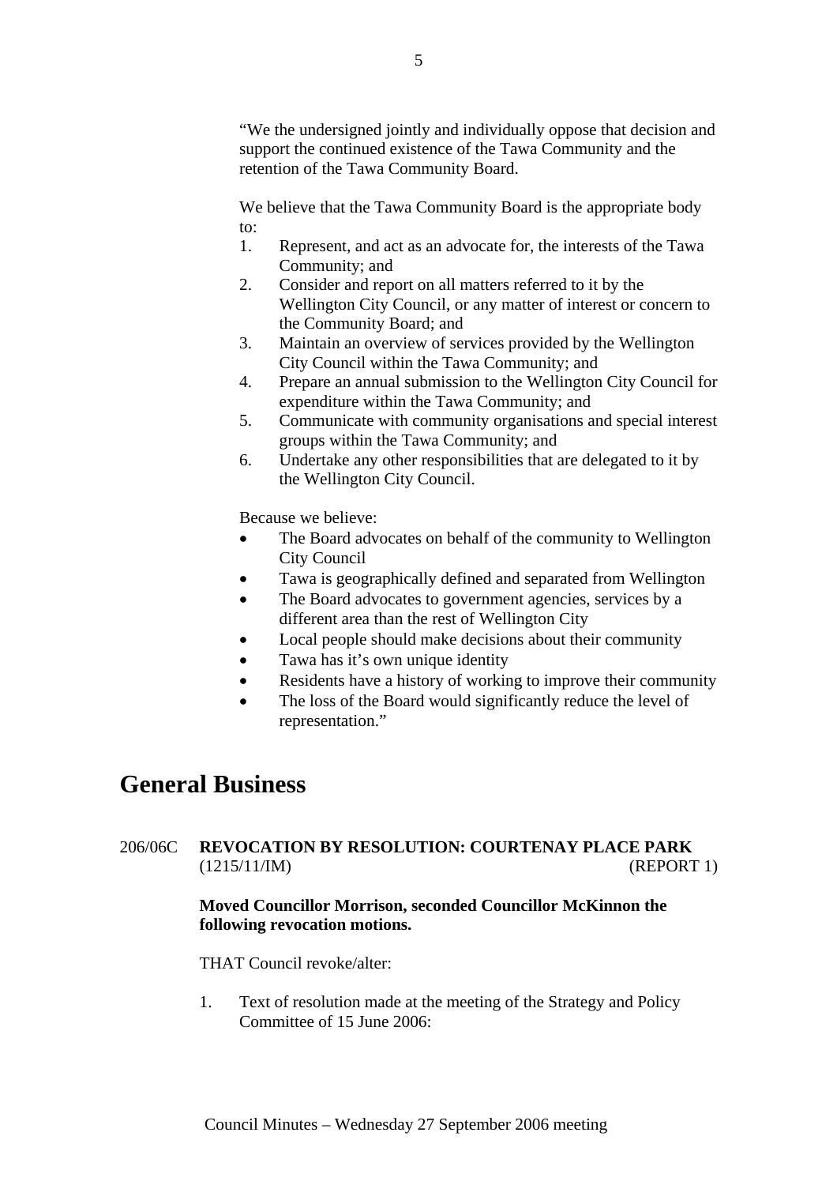"We the undersigned jointly and individually oppose that decision and support the continued existence of the Tawa Community and the retention of the Tawa Community Board.

We believe that the Tawa Community Board is the appropriate body to:

1. Represent, and act as an advocate for, the interests of the Tawa Community; and
2. Consider and report on all matters referred to it by the Wellington City Council, or any matter of interest or concern to the Community Board; and
3. Maintain an overview of services provided by the Wellington City Council within the Tawa Community; and
4. Prepare an annual submission to the Wellington City Council for expenditure within the Tawa Community; and
5. Communicate with community organisations and special interest groups within the Tawa Community; and
6. Undertake any other responsibilities that are delegated to it by the Wellington City Council.

Because we believe:

- The Board advocates on behalf of the community to Wellington City Council
- Tawa is geographically defined and separated from Wellington
- The Board advocates to government agencies, services by a different area than the rest of Wellington City
- Local people should make decisions about their community
- Tawa has it's own unique identity
- Residents have a history of working to improve their community
- The loss of the Board would significantly reduce the level of representation."

# General Business

206/06C **REVOCATION BY RESOLUTION: COURTENAY PLACE PARK**
(1215/11/IM) (REPORT 1)

**Moved Councillor Morrison, seconded Councillor McKinnon the following revocation motions.**

THAT Council revoke/alter:

1. Text of resolution made at the meeting of the Strategy and Policy Committee of 15 June 2006: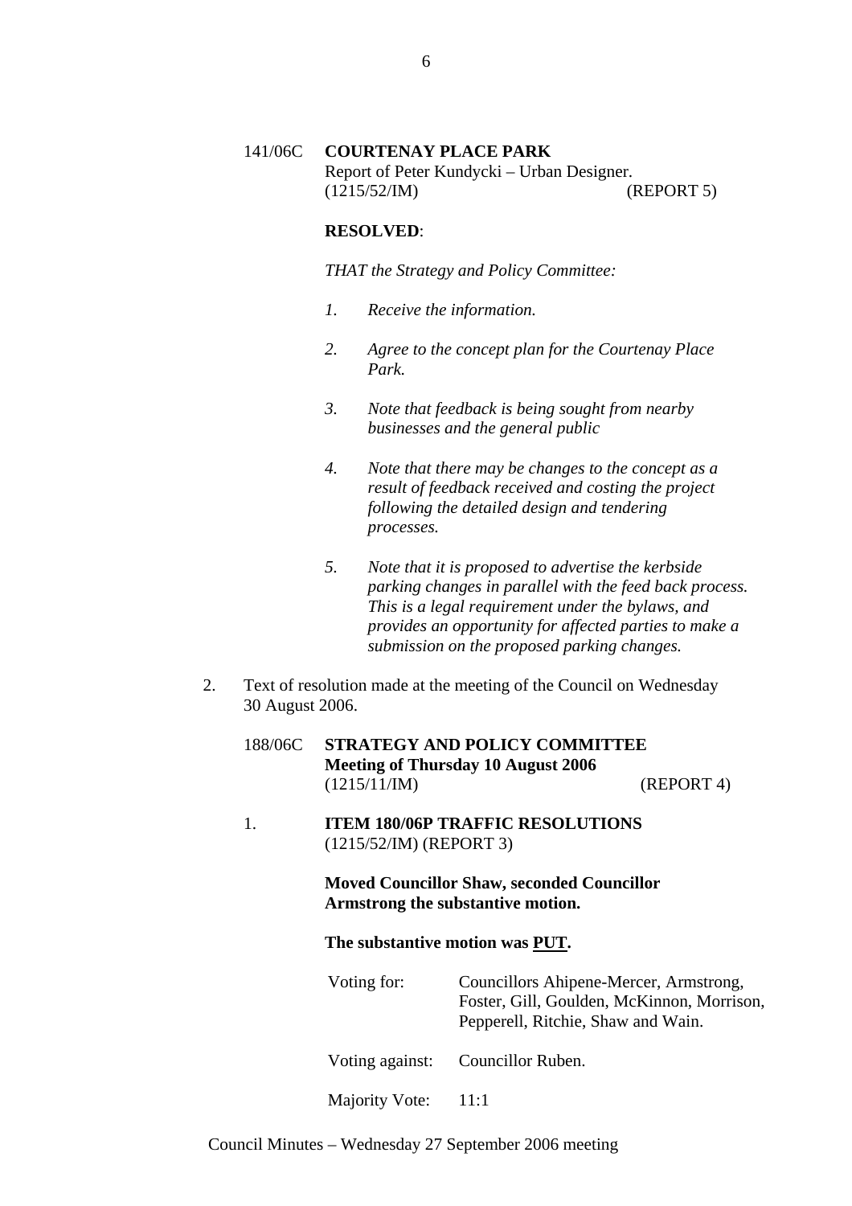141/06C **COURTENAY PLACE PARK**
Report of Peter Kundycki – Urban Designer.
(1215/52/IM) (REPORT 5)

**RESOLVED**:

*THAT the Strategy and Policy Committee:*

1. *Receive the information.*

2. *Agree to the concept plan for the Courtenay Place Park.*

3. *Note that feedback is being sought from nearby businesses and the general public*

4. *Note that there may be changes to the concept as a result of feedback received and costing the project following the detailed design and tendering processes.*

5. *Note that it is proposed to advertise the kerbside parking changes in parallel with the feed back process. This is a legal requirement under the bylaws, and provides an opportunity for affected parties to make a submission on the proposed parking changes.*

2. Text of resolution made at the meeting of the Council on Wednesday 30 August 2006.

188/06C **STRATEGY AND POLICY COMMITTEE**
**Meeting of Thursday 10 August 2006**
(1215/11/IM) (REPORT 4)

1. **ITEM 180/06P TRAFFIC RESOLUTIONS**
(1215/52/IM) (REPORT 3)

**Moved Councillor Shaw, seconded Councillor Armstrong the substantive motion.**

**The substantive motion was <u>PUT</u>.**

| | |
|---|---|
| Voting for: | Councillors Ahipene-Mercer, Armstrong, Foster, Gill, Goulden, McKinnon, Morrison, Pepperell, Ritchie, Shaw and Wain. |
| Voting against: | Councillor Ruben. |
| Majority Vote: | 11:1 |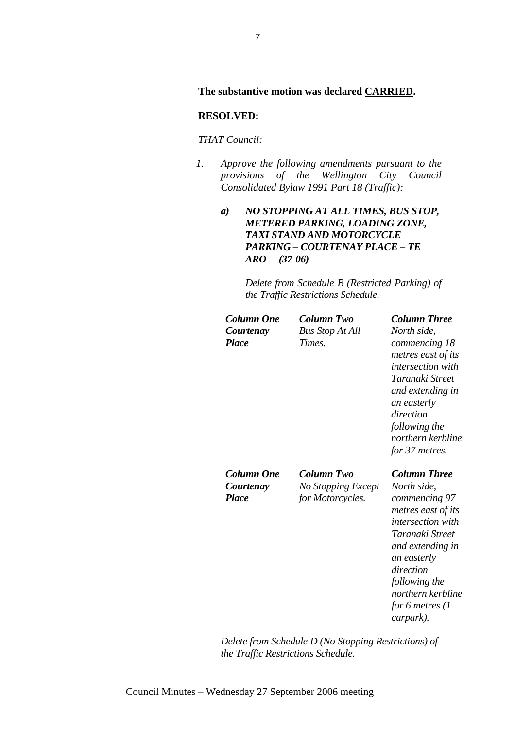**The substantive motion was declared <u>CARRIED</u>.**

**RESOLVED:**

*THAT Council:*

1. *Approve the following amendments pursuant to the provisions of the Wellington City Council Consolidated Bylaw 1991 Part 18 (Traffic):*

   ***a) NO STOPPING AT ALL TIMES, BUS STOP, METERED PARKING, LOADING ZONE, TAXI STAND AND MOTORCYCLE PARKING – COURTENAY PLACE – TE ARO – (37-06)***

   *Delete from Schedule B (Restricted Parking) of the Traffic Restrictions Schedule.*

| ***Column One*** | ***Column Two*** | ***Column Three*** |
|---|---|---|
| ***Courtenay Place*** | *Bus Stop At All Times.* | *North side, commencing 18 metres east of its intersection with Taranaki Street and extending in an easterly direction following the northern kerbline for 37 metres.* |

| ***Column One*** | ***Column Two*** | ***Column Three*** |
|---|---|---|
| ***Courtenay Place*** | *No Stopping Except for Motorcycles.* | *North side, commencing 97 metres east of its intersection with Taranaki Street and extending in an easterly direction following the northern kerbline for 6 metres (1 carpark).* |

*Delete from Schedule D (No Stopping Restrictions) of the Traffic Restrictions Schedule.*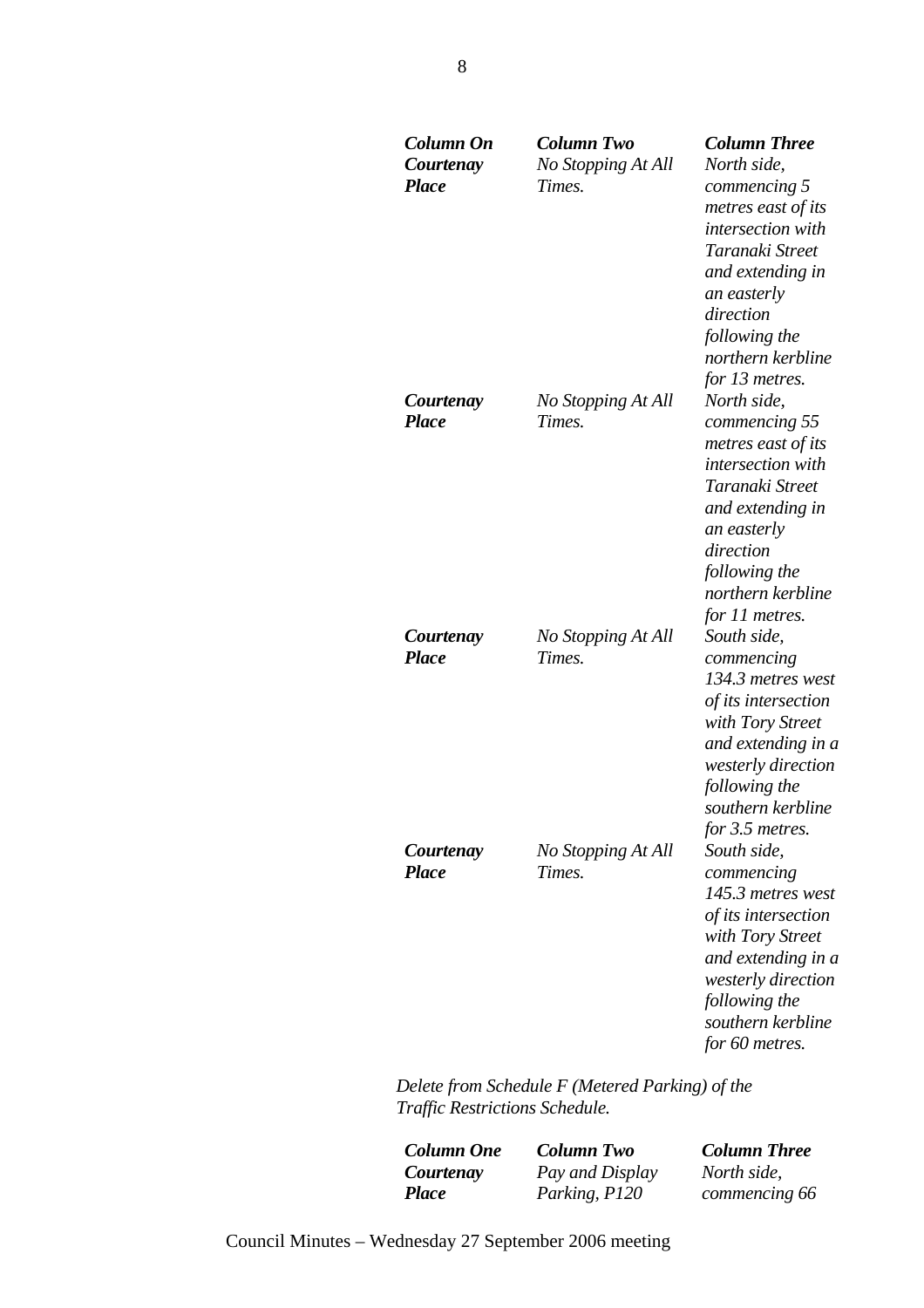| ***Column On*** | ***Column Two*** | ***Column Three*** |
|---|---|---|
| ***Courtenay Place*** | *No Stopping At All Times.* | *North side, commencing 5 metres east of its intersection with Taranaki Street and extending in an easterly direction following the northern kerbline for 13 metres.* |
| ***Courtenay Place*** | *No Stopping At All Times.* | *North side, commencing 55 metres east of its intersection with Taranaki Street and extending in an easterly direction following the northern kerbline for 11 metres.* |
| ***Courtenay Place*** | *No Stopping At All Times.* | *South side, commencing 134.3 metres west of its intersection with Tory Street and extending in a westerly direction following the southern kerbline for 3.5 metres.* |
| ***Courtenay Place*** | *No Stopping At All Times.* | *South side, commencing 145.3 metres west of its intersection with Tory Street and extending in a westerly direction following the southern kerbline for 60 metres.* |

*Delete from Schedule F (Metered Parking) of the Traffic Restrictions Schedule.*

| ***Column One*** | ***Column Two*** | ***Column Three*** |
|---|---|---|
| ***Courtenay Place*** | *Pay and Display Parking, P120* | *North side, commencing 66* |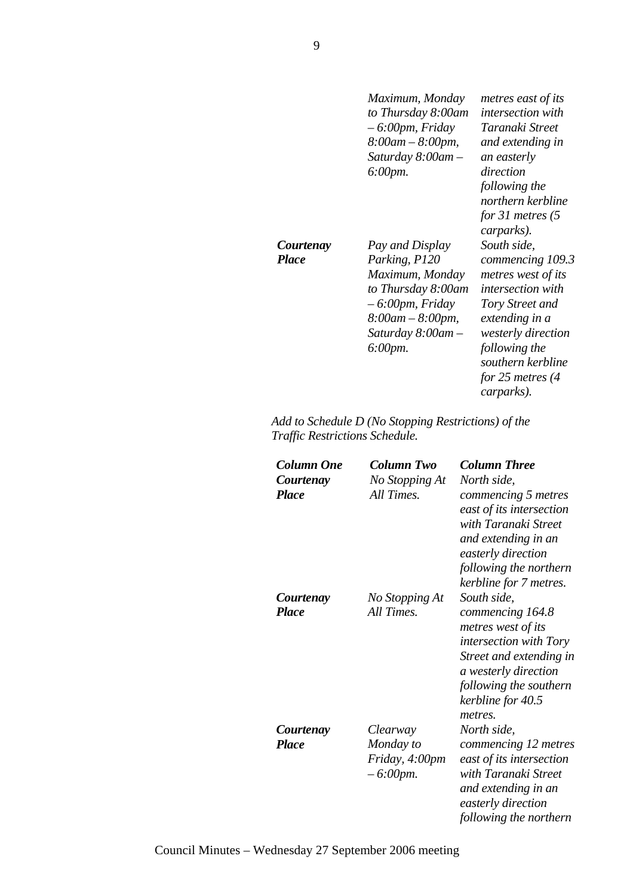| | | |
|---|---|---|
| | *Maximum, Monday to Thursday 8:00am – 6:00pm, Friday 8:00am – 8:00pm, Saturday 8:00am – 6:00pm.* | *metres east of its intersection with Taranaki Street and extending in an easterly direction following the northern kerbline for 31 metres (5 carparks).* |
| ***Courtenay Place*** | *Pay and Display Parking, P120 Maximum, Monday to Thursday 8:00am – 6:00pm, Friday 8:00am – 8:00pm, Saturday 8:00am – 6:00pm.* | *South side, commencing 109.3 metres west of its intersection with Tory Street and extending in a westerly direction following the southern kerbline for 25 metres (4 carparks).* |

*Add to Schedule D (No Stopping Restrictions) of the Traffic Restrictions Schedule.*

| ***Column One*** | ***Column Two*** | ***Column Three*** |
|---|---|---|
| ***Courtenay Place*** | *No Stopping At All Times.* | *North side, commencing 5 metres east of its intersection with Taranaki Street and extending in an easterly direction following the northern kerbline for 7 metres.* |
| ***Courtenay Place*** | *No Stopping At All Times.* | *South side, commencing 164.8 metres west of its intersection with Tory Street and extending in a westerly direction following the southern kerbline for 40.5 metres.* |
| ***Courtenay Place*** | *Clearway Monday to Friday, 4:00pm – 6:00pm.* | *North side, commencing 12 metres east of its intersection with Taranaki Street and extending in an easterly direction following the northern* |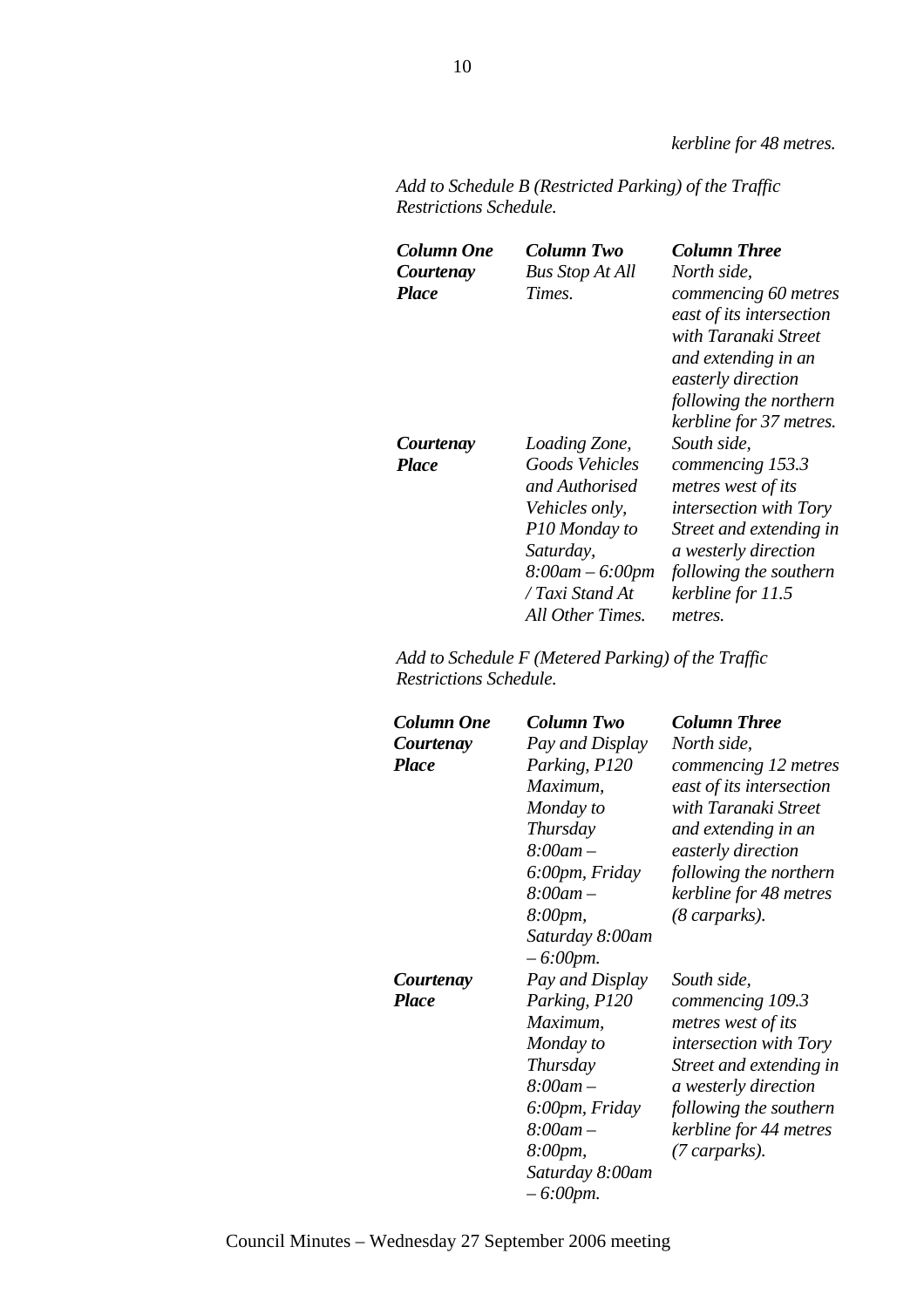*kerbline for 48 metres.*

*Add to Schedule B (Restricted Parking) of the Traffic Restrictions Schedule.*

| ***Column One*** | ***Column Two*** | ***Column Three*** |
|---|---|---|
| ***Courtenay Place*** | *Bus Stop At All Times.* | *North side, commencing 60 metres east of its intersection with Taranaki Street and extending in an easterly direction following the northern kerbline for 37 metres.* |
| ***Courtenay Place*** | *Loading Zone, Goods Vehicles and Authorised Vehicles only, P10 Monday to Saturday, 8:00am – 6:00pm / Taxi Stand At All Other Times.* | *South side, commencing 153.3 metres west of its intersection with Tory Street and extending in a westerly direction following the southern kerbline for 11.5 metres.* |

*Add to Schedule F (Metered Parking) of the Traffic Restrictions Schedule.*

| ***Column One*** | ***Column Two*** | ***Column Three*** |
|---|---|---|
| ***Courtenay Place*** | *Pay and Display Parking, P120 Maximum, Monday to Thursday 8:00am – 6:00pm, Friday 8:00am – 8:00pm, Saturday 8:00am – 6:00pm.* | *North side, commencing 12 metres east of its intersection with Taranaki Street and extending in an easterly direction following the northern kerbline for 48 metres (8 carparks).* |
| ***Courtenay Place*** | *Pay and Display Parking, P120 Maximum, Monday to Thursday 8:00am – 6:00pm, Friday 8:00am – 8:00pm, Saturday 8:00am – 6:00pm.* | *South side, commencing 109.3 metres west of its intersection with Tory Street and extending in a westerly direction following the southern kerbline for 44 metres (7 carparks).* |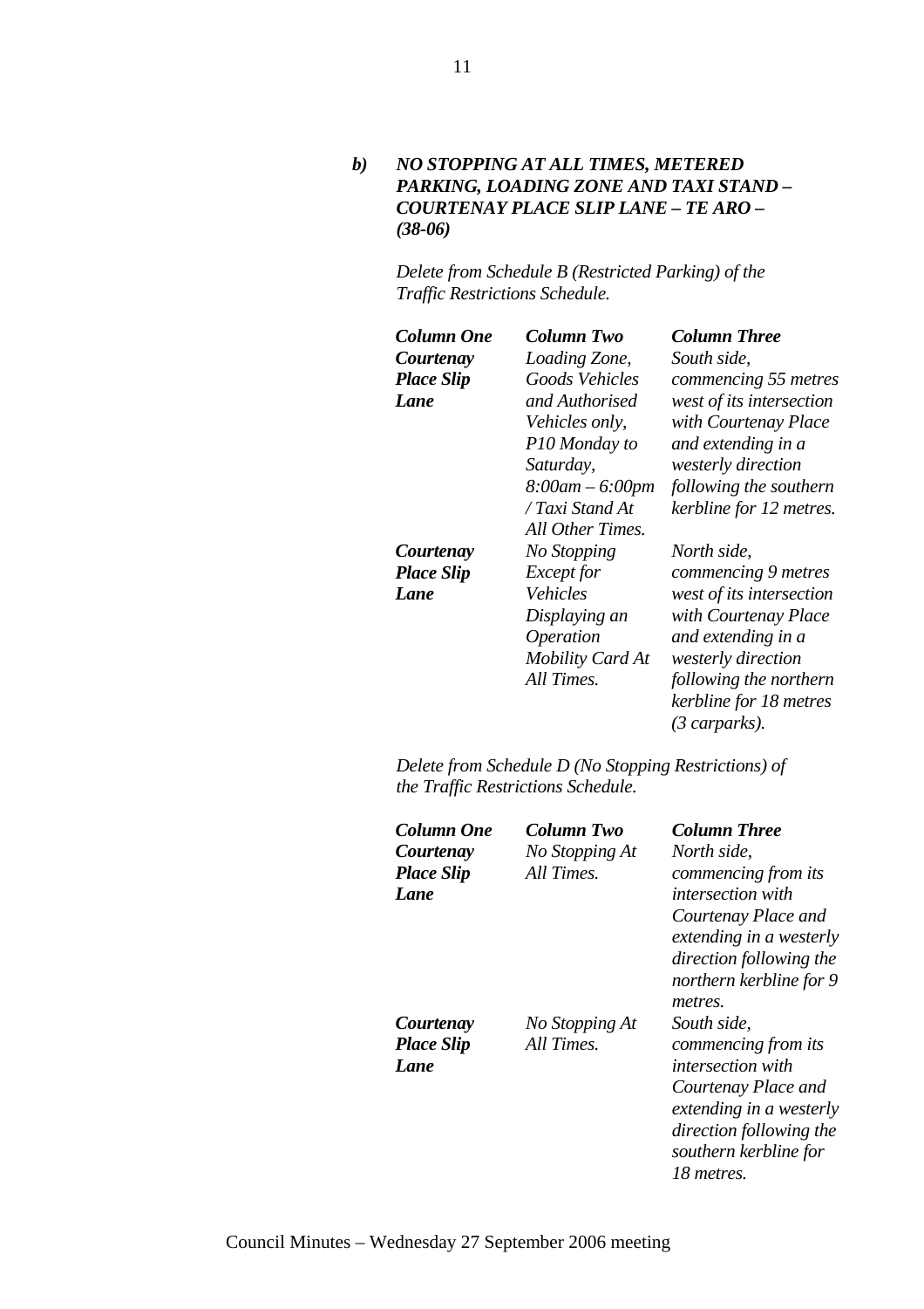***b) NO STOPPING AT ALL TIMES, METERED PARKING, LOADING ZONE AND TAXI STAND – COURTENAY PLACE SLIP LANE – TE ARO – (38-06)***

*Delete from Schedule B (Restricted Parking) of the Traffic Restrictions Schedule.*

| ***Column One*** | ***Column Two*** | ***Column Three*** |
|---|---|---|
| ***Courtenay Place Slip Lane*** | *Loading Zone, Goods Vehicles and Authorised Vehicles only, P10 Monday to Saturday, 8:00am – 6:00pm / Taxi Stand At All Other Times.* | *South side, commencing 55 metres west of its intersection with Courtenay Place and extending in a westerly direction following the southern kerbline for 12 metres.* |
| ***Courtenay Place Slip Lane*** | *No Stopping Except for Vehicles Displaying an Operation Mobility Card At All Times.* | *North side, commencing 9 metres west of its intersection with Courtenay Place and extending in a westerly direction following the northern kerbline for 18 metres (3 carparks).* |

*Delete from Schedule D (No Stopping Restrictions) of the Traffic Restrictions Schedule.*

| ***Column One*** | ***Column Two*** | ***Column Three*** |
|---|---|---|
| ***Courtenay Place Slip Lane*** | *No Stopping At All Times.* | *North side, commencing from its intersection with Courtenay Place and extending in a westerly direction following the northern kerbline for 9 metres.* |
| ***Courtenay Place Slip Lane*** | *No Stopping At All Times.* | *South side, commencing from its intersection with Courtenay Place and extending in a westerly direction following the southern kerbline for 18 metres.* |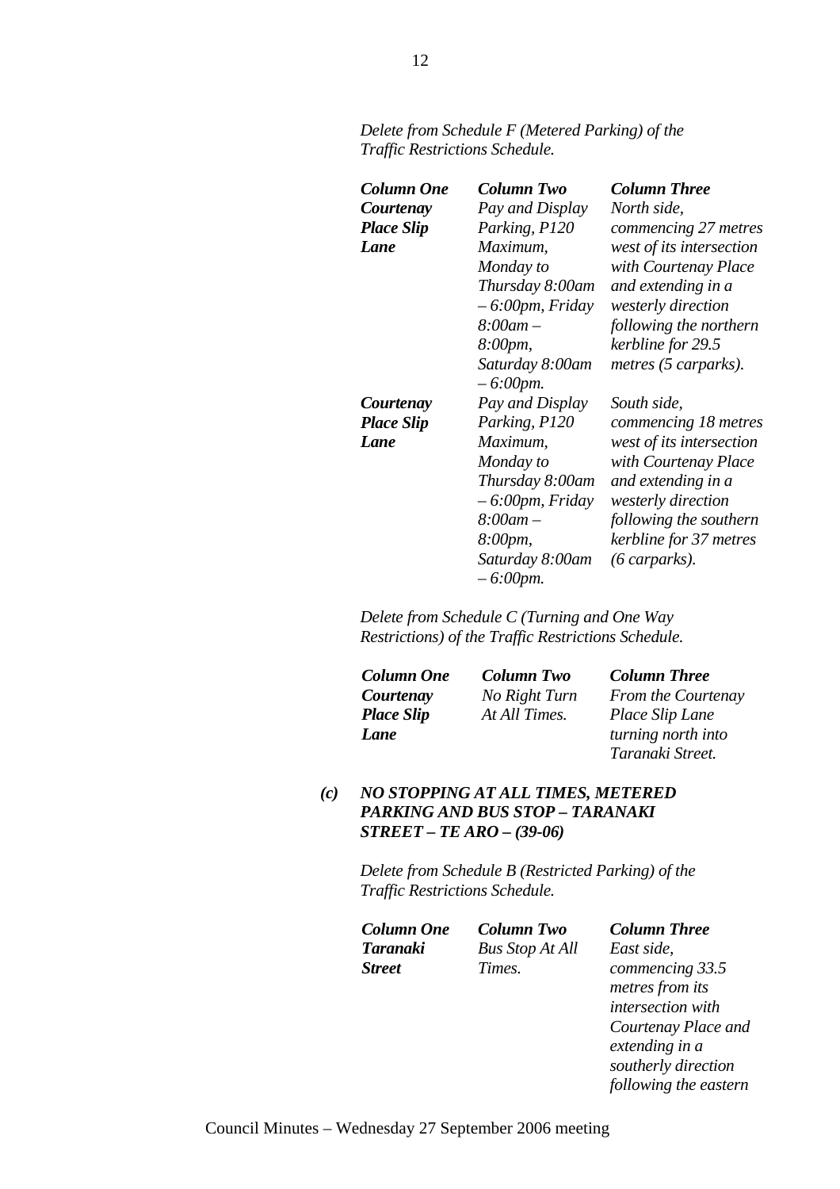*Delete from Schedule F (Metered Parking) of the Traffic Restrictions Schedule.*

| ***Column One*** | ***Column Two*** | ***Column Three*** |
|---|---|---|
| ***Courtenay Place Slip Lane*** | *Pay and Display Parking, P120 Maximum, Monday to Thursday 8:00am – 6:00pm, Friday 8:00am – 8:00pm, Saturday 8:00am – 6:00pm.* | *North side, commencing 27 metres west of its intersection with Courtenay Place and extending in a westerly direction following the northern kerbline for 29.5 metres (5 carparks).* |
| ***Courtenay Place Slip Lane*** | *Pay and Display Parking, P120 Maximum, Monday to Thursday 8:00am – 6:00pm, Friday 8:00am – 8:00pm, Saturday 8:00am – 6:00pm.* | *South side, commencing 18 metres west of its intersection with Courtenay Place and extending in a westerly direction following the southern kerbline for 37 metres (6 carparks).* |

*Delete from Schedule C (Turning and One Way Restrictions) of the Traffic Restrictions Schedule.*

| ***Column One*** | ***Column Two*** | ***Column Three*** |
|---|---|---|
| ***Courtenay Place Slip Lane*** | *No Right Turn At All Times.* | *From the Courtenay Place Slip Lane turning north into Taranaki Street.* |

***(c) NO STOPPING AT ALL TIMES, METERED PARKING AND BUS STOP – TARANAKI STREET – TE ARO – (39-06)***

*Delete from Schedule B (Restricted Parking) of the Traffic Restrictions Schedule.*

| ***Column One*** | ***Column Two*** | ***Column Three*** |
|---|---|---|
| ***Taranaki Street*** | *Bus Stop At All Times.* | *East side, commencing 33.5 metres from its intersection with Courtenay Place and extending in a southerly direction following the eastern* |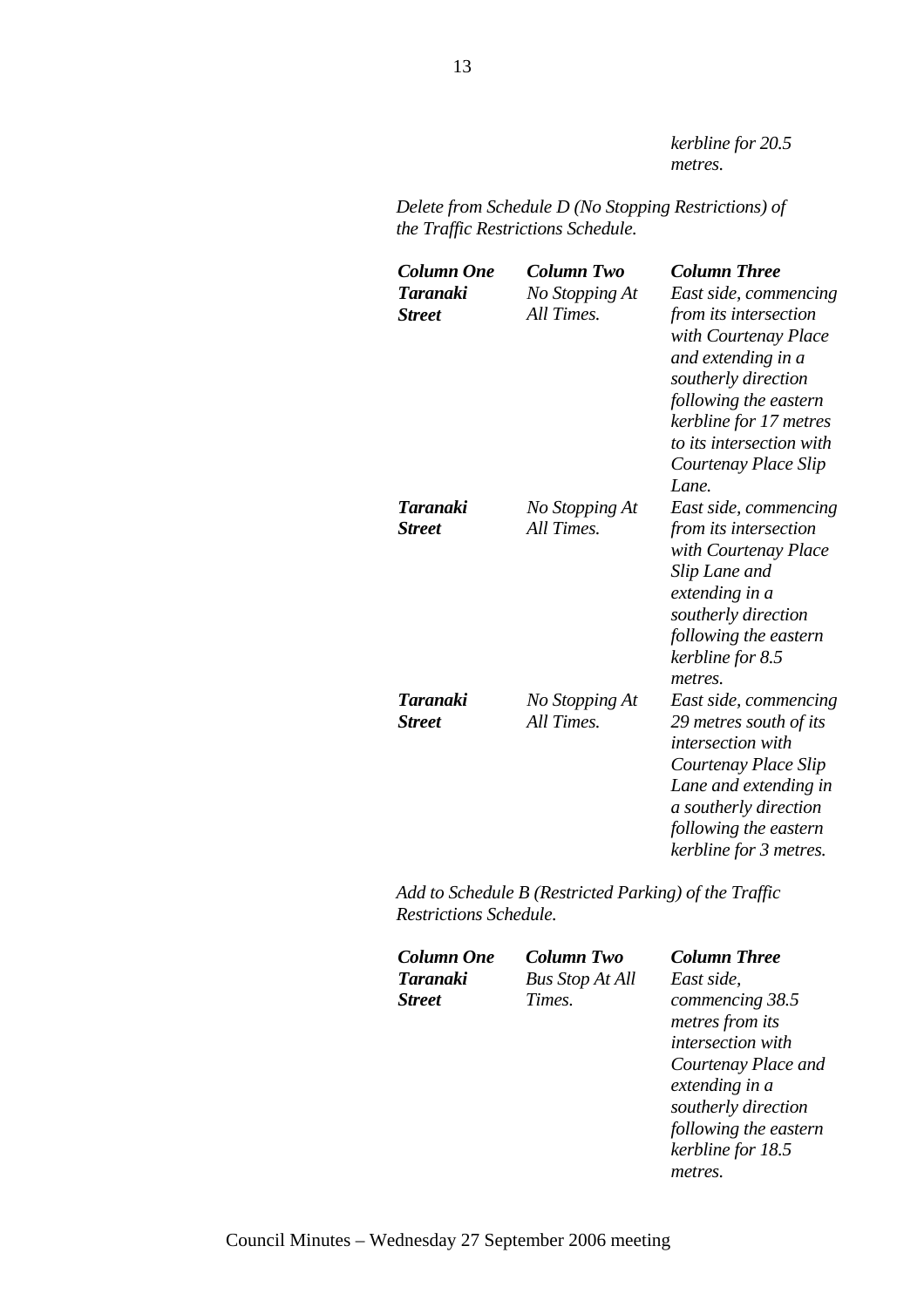*kerbline for 20.5 metres.*

*Delete from Schedule D (No Stopping Restrictions) of the Traffic Restrictions Schedule.*

| ***Column One*** | ***Column Two*** | ***Column Three*** |
|---|---|---|
| ***Taranaki Street*** | *No Stopping At All Times.* | *East side, commencing from its intersection with Courtenay Place and extending in a southerly direction following the eastern kerbline for 17 metres to its intersection with Courtenay Place Slip Lane.* |
| ***Taranaki Street*** | *No Stopping At All Times.* | *East side, commencing from its intersection with Courtenay Place Slip Lane and extending in a southerly direction following the eastern kerbline for 8.5 metres.* |
| ***Taranaki Street*** | *No Stopping At All Times.* | *East side, commencing 29 metres south of its intersection with Courtenay Place Slip Lane and extending in a southerly direction following the eastern kerbline for 3 metres.* |

*Add to Schedule B (Restricted Parking) of the Traffic Restrictions Schedule.*

| ***Column One*** | ***Column Two*** | ***Column Three*** |
|---|---|---|
| ***Taranaki Street*** | *Bus Stop At All Times.* | *East side, commencing 38.5 metres from its intersection with Courtenay Place and extending in a southerly direction following the eastern kerbline for 18.5 metres.* |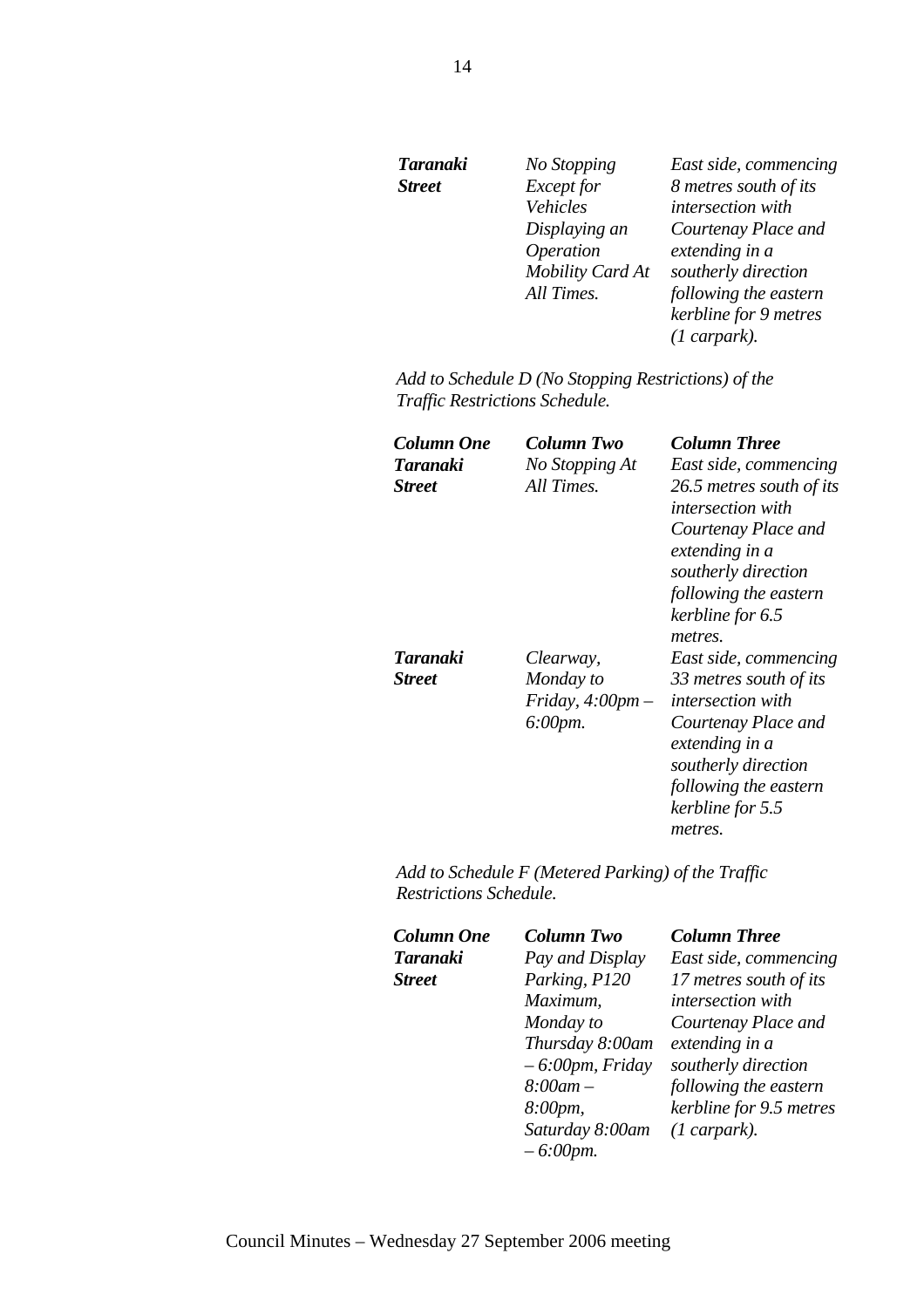| | | |
|---|---|---|
| ***Taranaki Street*** | *No Stopping Except for Vehicles Displaying an Operation Mobility Card At All Times.* | *East side, commencing 8 metres south of its intersection with Courtenay Place and extending in a southerly direction following the eastern kerbline for 9 metres (1 carpark).* |

*Add to Schedule D (No Stopping Restrictions) of the Traffic Restrictions Schedule.*

| ***Column One*** | ***Column Two*** | ***Column Three*** |
|---|---|---|
| ***Taranaki Street*** | *No Stopping At All Times.* | *East side, commencing 26.5 metres south of its intersection with Courtenay Place and extending in a southerly direction following the eastern kerbline for 6.5 metres.* |
| ***Taranaki Street*** | *Clearway, Monday to Friday, 4:00pm – 6:00pm.* | *East side, commencing 33 metres south of its intersection with Courtenay Place and extending in a southerly direction following the eastern kerbline for 5.5 metres.* |

*Add to Schedule F (Metered Parking) of the Traffic Restrictions Schedule.*

| ***Column One*** | ***Column Two*** | ***Column Three*** |
|---|---|---|
| ***Taranaki Street*** | *Pay and Display Parking, P120 Maximum, Monday to Thursday 8:00am – 6:00pm, Friday 8:00am – 8:00pm, Saturday 8:00am – 6:00pm.* | *East side, commencing 17 metres south of its intersection with Courtenay Place and extending in a southerly direction following the eastern kerbline for 9.5 metres (1 carpark).* |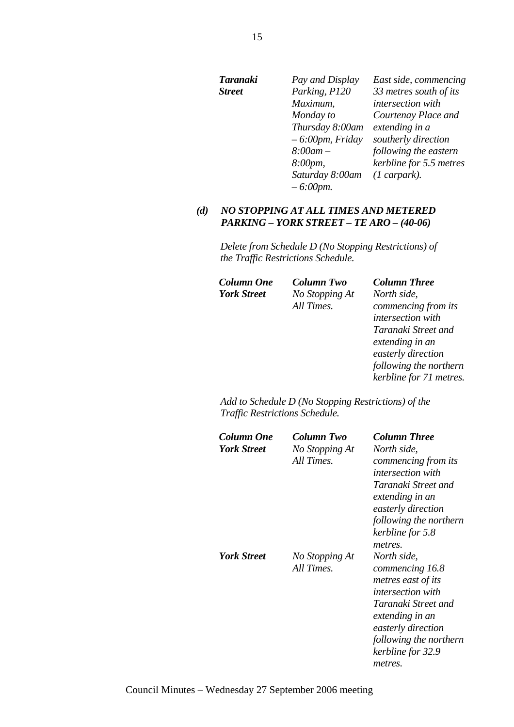| | | |
|---|---|---|
| ***Taranaki Street*** | *Pay and Display Parking, P120 Maximum, Monday to Thursday 8:00am – 6:00pm, Friday 8:00am – 8:00pm, Saturday 8:00am – 6:00pm.* | *East side, commencing 33 metres south of its intersection with Courtenay Place and extending in a southerly direction following the eastern kerbline for 5.5 metres (1 carpark).* |

***(d) NO STOPPING AT ALL TIMES AND METERED PARKING – YORK STREET – TE ARO – (40-06)***

*Delete from Schedule D (No Stopping Restrictions) of the Traffic Restrictions Schedule.*

| ***Column One*** | ***Column Two*** | ***Column Three*** |
|---|---|---|
| ***York Street*** | *No Stopping At All Times.* | *North side, commencing from its intersection with Taranaki Street and extending in an easterly direction following the northern kerbline for 71 metres.* |

*Add to Schedule D (No Stopping Restrictions) of the Traffic Restrictions Schedule.*

| ***Column One*** | ***Column Two*** | ***Column Three*** |
|---|---|---|
| ***York Street*** | *No Stopping At All Times.* | *North side, commencing from its intersection with Taranaki Street and extending in an easterly direction following the northern kerbline for 5.8 metres.* |
| ***York Street*** | *No Stopping At All Times.* | *North side, commencing 16.8 metres east of its intersection with Taranaki Street and extending in an easterly direction following the northern kerbline for 32.9 metres.* |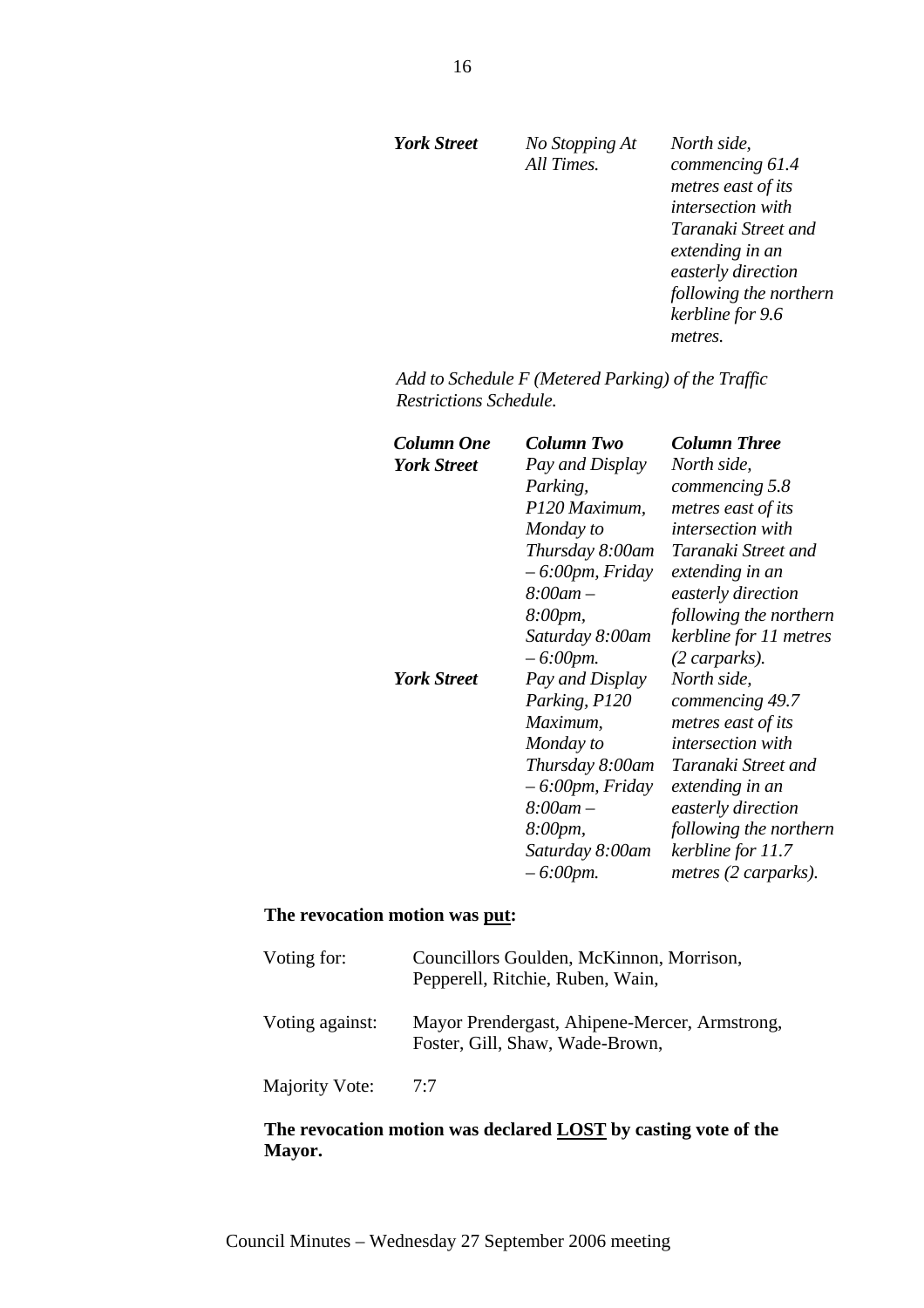| | | |
|---|---|---|
| ***York Street*** | *No Stopping At All Times.* | *North side, commencing 61.4 metres east of its intersection with Taranaki Street and extending in an easterly direction following the northern kerbline for 9.6 metres.* |

*Add to Schedule F (Metered Parking) of the Traffic Restrictions Schedule.*

| ***Column One*** | ***Column Two*** | ***Column Three*** |
|---|---|---|
| ***York Street*** | *Pay and Display Parking, P120 Maximum, Monday to Thursday 8:00am – 6:00pm, Friday 8:00am – 8:00pm, Saturday 8:00am – 6:00pm.* | *North side, commencing 5.8 metres east of its intersection with Taranaki Street and extending in an easterly direction following the northern kerbline for 11 metres (2 carparks).* |
| ***York Street*** | *Pay and Display Parking, P120 Maximum, Monday to Thursday 8:00am – 6:00pm, Friday 8:00am – 8:00pm, Saturday 8:00am – 6:00pm.* | *North side, commencing 49.7 metres east of its intersection with Taranaki Street and extending in an easterly direction following the northern kerbline for 11.7 metres (2 carparks).* |

**The revocation motion was put:**

| | |
|---|---|
| Voting for: | Councillors Goulden, McKinnon, Morrison, Pepperell, Ritchie, Ruben, Wain, |
| Voting against: | Mayor Prendergast, Ahipene-Mercer, Armstrong, Foster, Gill, Shaw, Wade-Brown, |
| Majority Vote: | 7:7 |

**The revocation motion was declared LOST by casting vote of the Mayor.**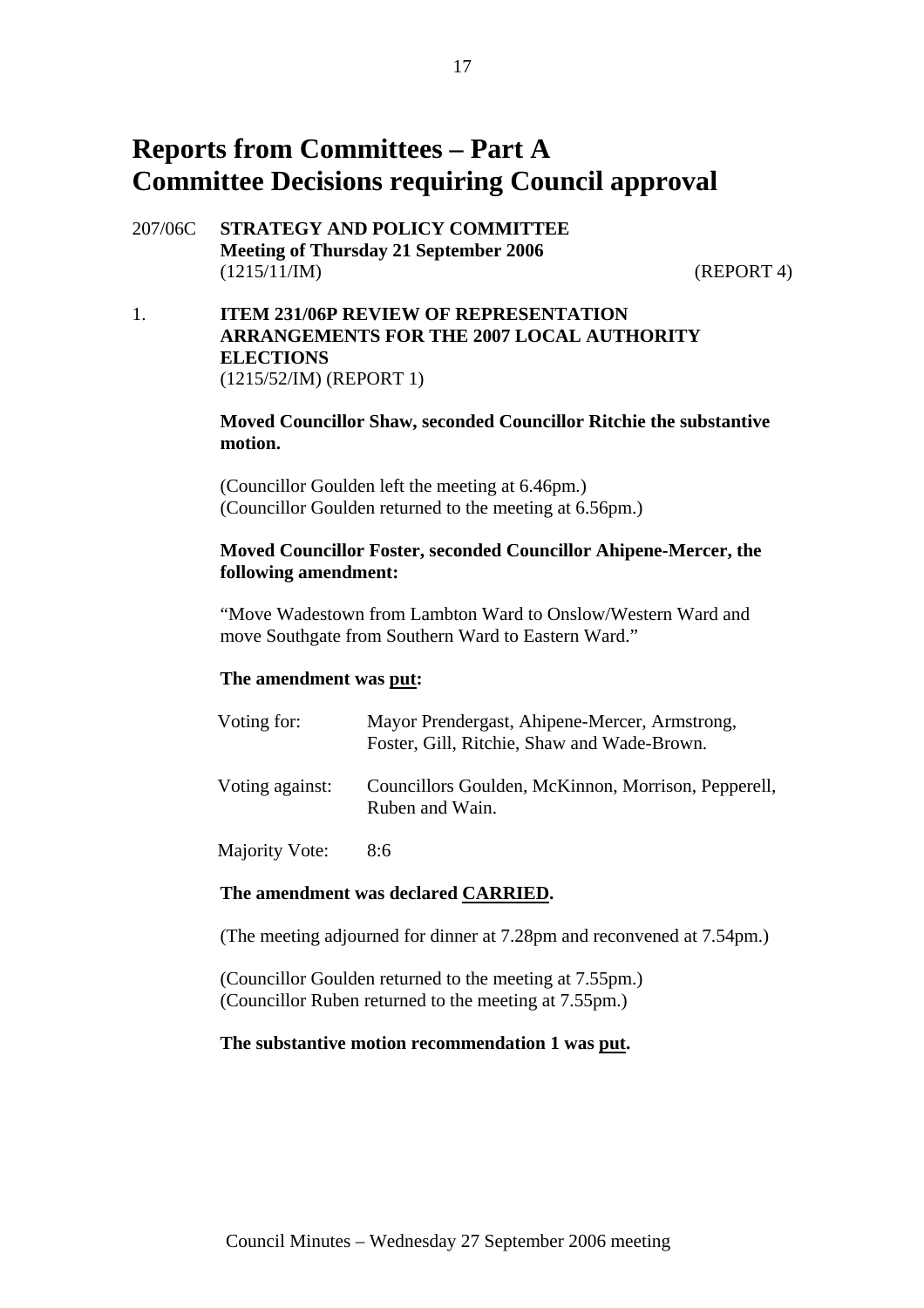# Reports from Committees – Part A
# Committee Decisions requiring Council approval

207/06C **STRATEGY AND POLICY COMMITTEE**
**Meeting of Thursday 21 September 2006**
(1215/11/IM) (REPORT 4)

1. **ITEM 231/06P REVIEW OF REPRESENTATION ARRANGEMENTS FOR THE 2007 LOCAL AUTHORITY ELECTIONS**
(1215/52/IM) (REPORT 1)

**Moved Councillor Shaw, seconded Councillor Ritchie the substantive motion.**

(Councillor Goulden left the meeting at 6.46pm.)
(Councillor Goulden returned to the meeting at 6.56pm.)

**Moved Councillor Foster, seconded Councillor Ahipene-Mercer, the following amendment:**

"Move Wadestown from Lambton Ward to Onslow/Western Ward and move Southgate from Southern Ward to Eastern Ward."

**The amendment was put:**

| | |
|---|---|
| Voting for: | Mayor Prendergast, Ahipene-Mercer, Armstrong, Foster, Gill, Ritchie, Shaw and Wade-Brown. |
| Voting against: | Councillors Goulden, McKinnon, Morrison, Pepperell, Ruben and Wain. |
| Majority Vote: | 8:6 |

**The amendment was declared CARRIED.**

(The meeting adjourned for dinner at 7.28pm and reconvened at 7.54pm.)

(Councillor Goulden returned to the meeting at 7.55pm.)
(Councillor Ruben returned to the meeting at 7.55pm.)

**The substantive motion recommendation 1 was put.**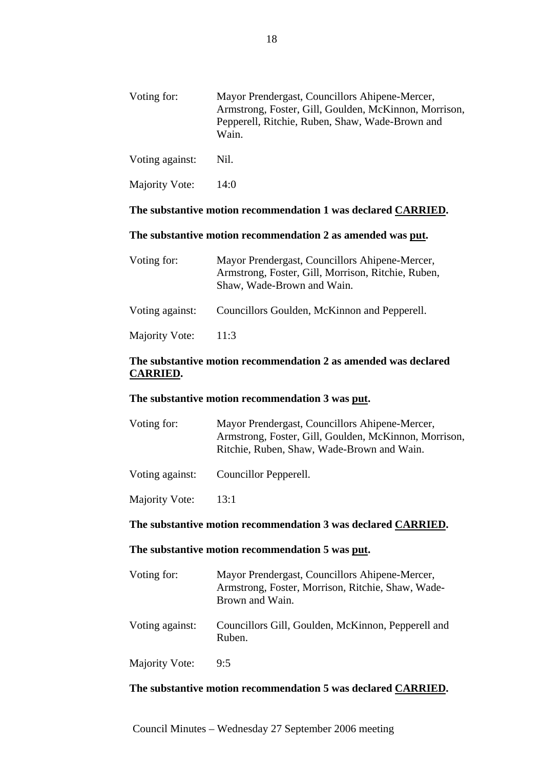Voting for: Mayor Prendergast, Councillors Ahipene-Mercer, Armstrong, Foster, Gill, Goulden, McKinnon, Morrison, Pepperell, Ritchie, Ruben, Shaw, Wade-Brown and Wain.

Voting against: Nil.

Majority Vote: 14:0

**The substantive motion recommendation 1 was declared CARRIED.**

**The substantive motion recommendation 2 as amended was put.**

Voting for: Mayor Prendergast, Councillors Ahipene-Mercer, Armstrong, Foster, Gill, Morrison, Ritchie, Ruben, Shaw, Wade-Brown and Wain.

Voting against: Councillors Goulden, McKinnon and Pepperell.

Majority Vote: 11:3

**The substantive motion recommendation 2 as amended was declared CARRIED.**

**The substantive motion recommendation 3 was put.**

Voting for: Mayor Prendergast, Councillors Ahipene-Mercer, Armstrong, Foster, Gill, Goulden, McKinnon, Morrison, Ritchie, Ruben, Shaw, Wade-Brown and Wain.

Voting against: Councillor Pepperell.

Majority Vote: 13:1

**The substantive motion recommendation 3 was declared CARRIED.**

**The substantive motion recommendation 5 was put.**

Voting for: Mayor Prendergast, Councillors Ahipene-Mercer, Armstrong, Foster, Morrison, Ritchie, Shaw, Wade-Brown and Wain.

Voting against: Councillors Gill, Goulden, McKinnon, Pepperell and Ruben.

Majority Vote: 9:5

**The substantive motion recommendation 5 was declared CARRIED.**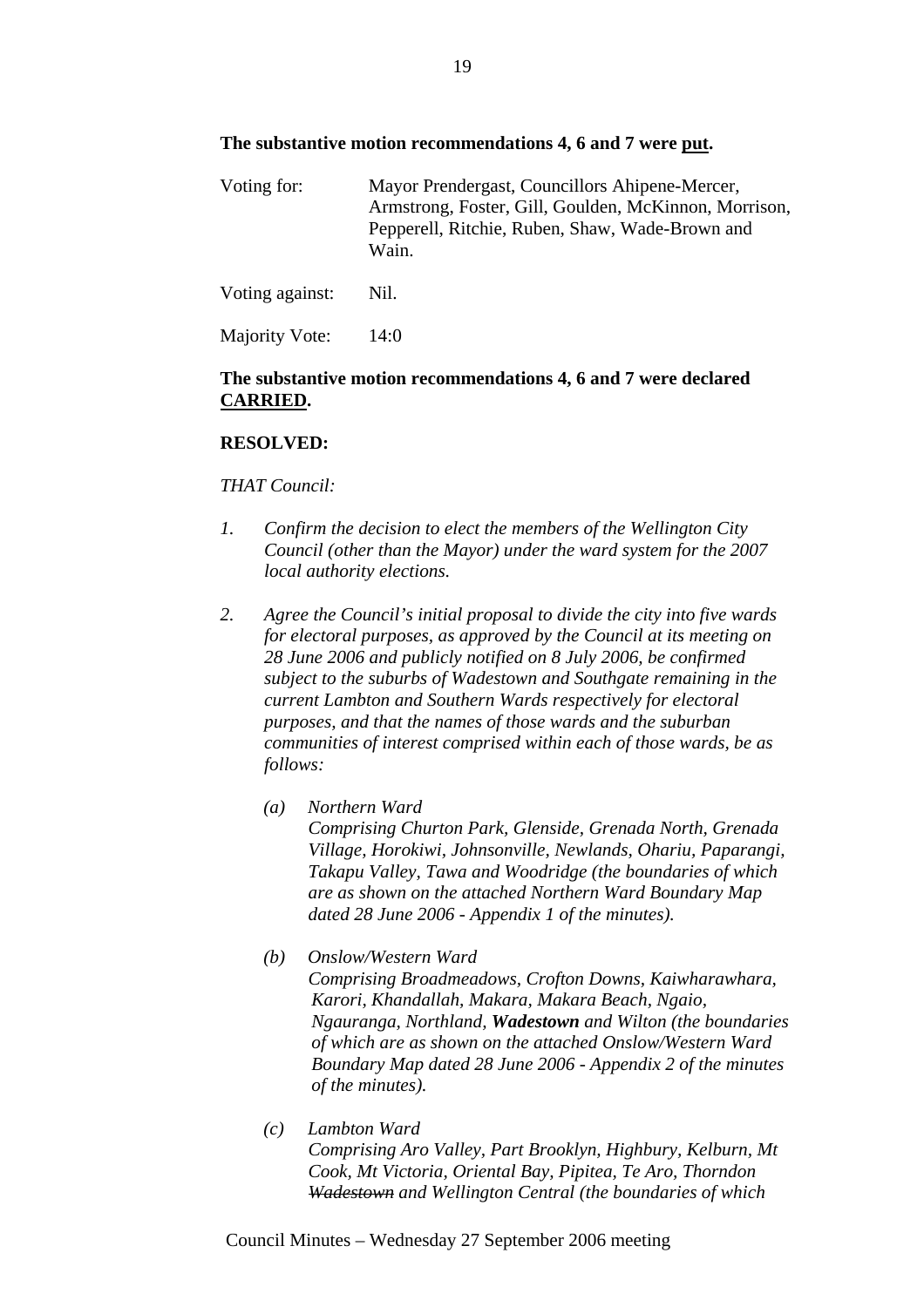**The substantive motion recommendations 4, 6 and 7 were put.**

| | |
|---|---|
| Voting for: | Mayor Prendergast, Councillors Ahipene-Mercer, Armstrong, Foster, Gill, Goulden, McKinnon, Morrison, Pepperell, Ritchie, Ruben, Shaw, Wade-Brown and Wain. |
| Voting against: | Nil. |
| Majority Vote: | 14:0 |

**The substantive motion recommendations 4, 6 and 7 were declared CARRIED.**

**RESOLVED:**

*THAT Council:*

1. *Confirm the decision to elect the members of the Wellington City Council (other than the Mayor) under the ward system for the 2007 local authority elections.*

2. *Agree the Council's initial proposal to divide the city into five wards for electoral purposes, as approved by the Council at its meeting on 28 June 2006 and publicly notified on 8 July 2006, be confirmed subject to the suburbs of Wadestown and Southgate remaining in the current Lambton and Southern Wards respectively for electoral purposes, and that the names of those wards and the suburban communities of interest comprised within each of those wards, be as follows:*

   (a) *Northern Ward*
   *Comprising Churton Park, Glenside, Grenada North, Grenada Village, Horokiwi, Johnsonville, Newlands, Ohariu, Paparangi, Takapu Valley, Tawa and Woodridge (the boundaries of which are as shown on the attached Northern Ward Boundary Map dated 28 June 2006 - Appendix 1 of the minutes).*

   (b) *Onslow/Western Ward*
   *Comprising Broadmeadows, Crofton Downs, Kaiwharawhara, Karori, Khandallah, Makara, Makara Beach, Ngaio, Ngauranga, Northland,* ***Wadestown*** *and Wilton (the boundaries of which are as shown on the attached Onslow/Western Ward Boundary Map dated 28 June 2006 - Appendix 2 of the minutes of the minutes).*

   (c) *Lambton Ward*
   *Comprising Aro Valley, Part Brooklyn, Highbury, Kelburn, Mt Cook, Mt Victoria, Oriental Bay, Pipitea, Te Aro, Thorndon ~~Wadestown~~ and Wellington Central (the boundaries of which*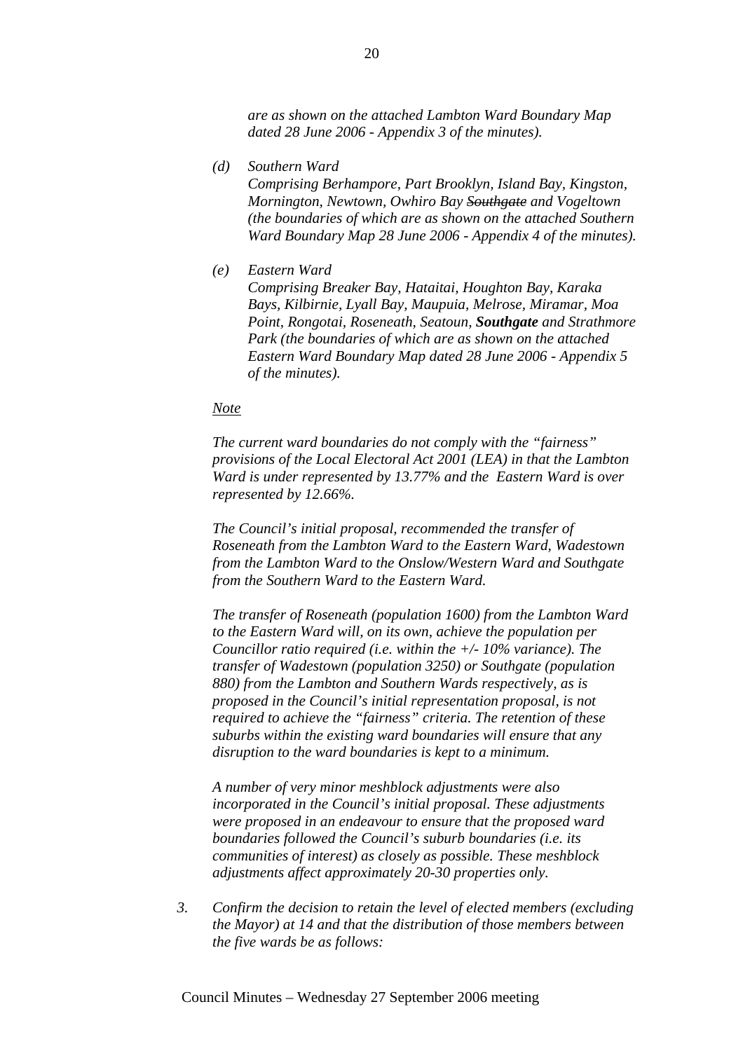*are as shown on the attached Lambton Ward Boundary Map dated 28 June 2006 - Appendix 3 of the minutes).*

*(d) Southern Ward*
*Comprising Berhampore, Part Brooklyn, Island Bay, Kingston, Mornington, Newtown, Owhiro Bay ~~Southgate~~ and Vogeltown (the boundaries of which are as shown on the attached Southern Ward Boundary Map 28 June 2006 - Appendix 4 of the minutes).*

*(e) Eastern Ward*
*Comprising Breaker Bay, Hataitai, Houghton Bay, Karaka Bays, Kilbirnie, Lyall Bay, Maupuia, Melrose, Miramar, Moa Point, Rongotai, Roseneath, Seatoun, **Southgate** and Strathmore Park (the boundaries of which are as shown on the attached Eastern Ward Boundary Map dated 28 June 2006 - Appendix 5 of the minutes).*

*<u>Note</u>*

*The current ward boundaries do not comply with the "fairness" provisions of the Local Electoral Act 2001 (LEA) in that the Lambton Ward is under represented by 13.77% and the Eastern Ward is over represented by 12.66%.*

*The Council's initial proposal, recommended the transfer of Roseneath from the Lambton Ward to the Eastern Ward, Wadestown from the Lambton Ward to the Onslow/Western Ward and Southgate from the Southern Ward to the Eastern Ward.*

*The transfer of Roseneath (population 1600) from the Lambton Ward to the Eastern Ward will, on its own, achieve the population per Councillor ratio required (i.e. within the +/- 10% variance). The transfer of Wadestown (population 3250) or Southgate (population 880) from the Lambton and Southern Wards respectively, as is proposed in the Council's initial representation proposal, is not required to achieve the "fairness" criteria. The retention of these suburbs within the existing ward boundaries will ensure that any disruption to the ward boundaries is kept to a minimum.*

*A number of very minor meshblock adjustments were also incorporated in the Council's initial proposal. These adjustments were proposed in an endeavour to ensure that the proposed ward boundaries followed the Council's suburb boundaries (i.e. its communities of interest) as closely as possible. These meshblock adjustments affect approximately 20-30 properties only.*

3. *Confirm the decision to retain the level of elected members (excluding the Mayor) at 14 and that the distribution of those members between the five wards be as follows:*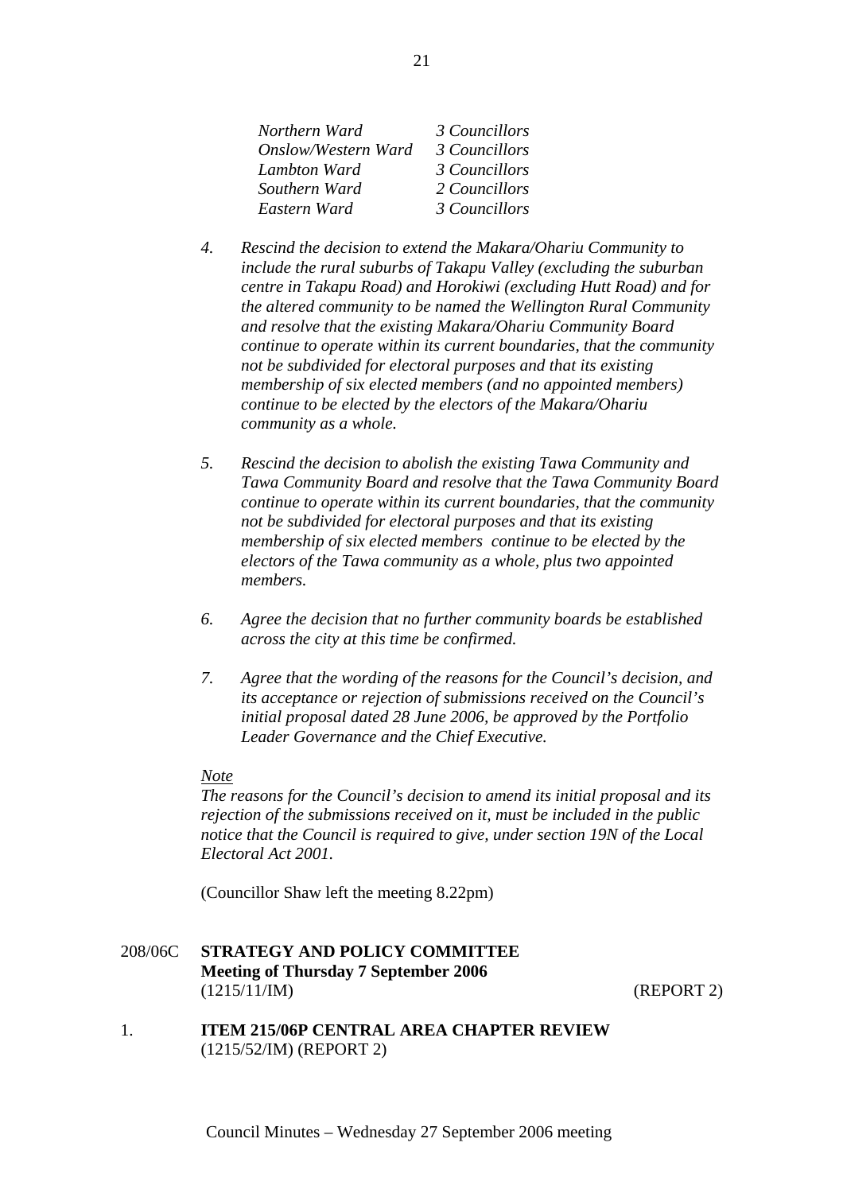| | |
|---|---|
| *Northern Ward* | *3 Councillors* |
| *Onslow/Western Ward* | *3 Councillors* |
| *Lambton Ward* | *3 Councillors* |
| *Southern Ward* | *2 Councillors* |
| *Eastern Ward* | *3 Councillors* |

4. *Rescind the decision to extend the Makara/Ohariu Community to include the rural suburbs of Takapu Valley (excluding the suburban centre in Takapu Road) and Horokiwi (excluding Hutt Road) and for the altered community to be named the Wellington Rural Community and resolve that the existing Makara/Ohariu Community Board continue to operate within its current boundaries, that the community not be subdivided for electoral purposes and that its existing membership of six elected members (and no appointed members) continue to be elected by the electors of the Makara/Ohariu community as a whole.*

5. *Rescind the decision to abolish the existing Tawa Community and Tawa Community Board and resolve that the Tawa Community Board continue to operate within its current boundaries, that the community not be subdivided for electoral purposes and that its existing membership of six elected members continue to be elected by the electors of the Tawa community as a whole, plus two appointed members.*

6. *Agree the decision that no further community boards be established across the city at this time be confirmed.*

7. *Agree that the wording of the reasons for the Council's decision, and its acceptance or rejection of submissions received on the Council's initial proposal dated 28 June 2006, be approved by the Portfolio Leader Governance and the Chief Executive.*

*Note*

*The reasons for the Council's decision to amend its initial proposal and its rejection of the submissions received on it, must be included in the public notice that the Council is required to give, under section 19N of the Local Electoral Act 2001.*

(Councillor Shaw left the meeting 8.22pm)

208/06C **STRATEGY AND POLICY COMMITTEE**
**Meeting of Thursday 7 September 2006**
(1215/11/IM) (REPORT 2)

1. **ITEM 215/06P CENTRAL AREA CHAPTER REVIEW**
(1215/52/IM) (REPORT 2)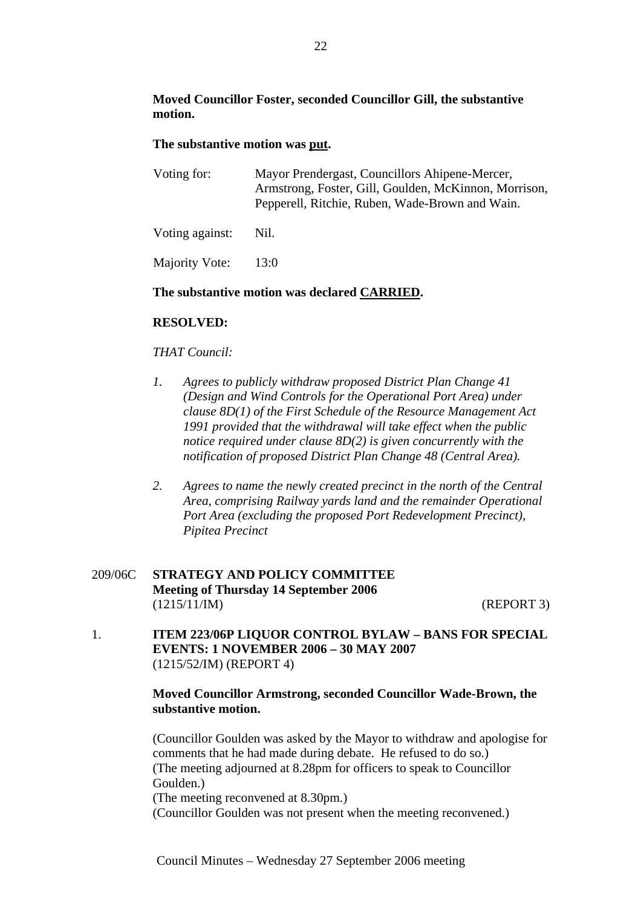**Moved Councillor Foster, seconded Councillor Gill, the substantive motion.**

**The substantive motion was put.**

| | |
|---|---|
| Voting for: | Mayor Prendergast, Councillors Ahipene-Mercer, Armstrong, Foster, Gill, Goulden, McKinnon, Morrison, Pepperell, Ritchie, Ruben, Wade-Brown and Wain. |
| Voting against: | Nil. |
| Majority Vote: | 13:0 |

**The substantive motion was declared CARRIED.**

**RESOLVED:**

*THAT Council:*

1. *Agrees to publicly withdraw proposed District Plan Change 41 (Design and Wind Controls for the Operational Port Area) under clause 8D(1) of the First Schedule of the Resource Management Act 1991 provided that the withdrawal will take effect when the public notice required under clause 8D(2) is given concurrently with the notification of proposed District Plan Change 48 (Central Area).*

2. *Agrees to name the newly created precinct in the north of the Central Area, comprising Railway yards land and the remainder Operational Port Area (excluding the proposed Port Redevelopment Precinct), Pipitea Precinct*

209/06C **STRATEGY AND POLICY COMMITTEE**
**Meeting of Thursday 14 September 2006**
(1215/11/IM) (REPORT 3)

1. **ITEM 223/06P LIQUOR CONTROL BYLAW – BANS FOR SPECIAL EVENTS: 1 NOVEMBER 2006 – 30 MAY 2007**
(1215/52/IM) (REPORT 4)

**Moved Councillor Armstrong, seconded Councillor Wade-Brown, the substantive motion.**

(Councillor Goulden was asked by the Mayor to withdraw and apologise for comments that he had made during debate. He refused to do so.)
(The meeting adjourned at 8.28pm for officers to speak to Councillor Goulden.)
(The meeting reconvened at 8.30pm.)
(Councillor Goulden was not present when the meeting reconvened.)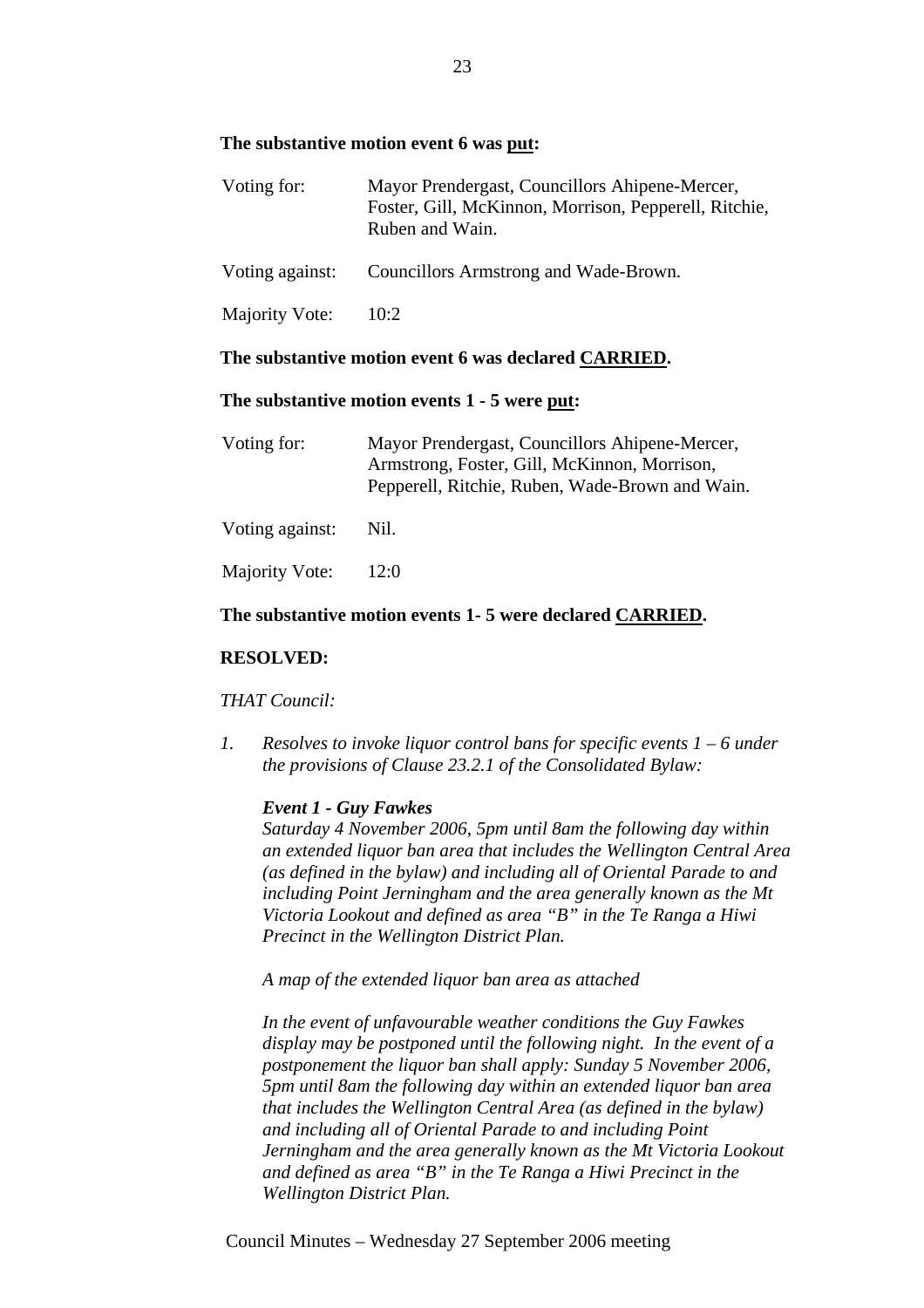**The substantive motion event 6 was put:**

Voting for: Mayor Prendergast, Councillors Ahipene-Mercer, Foster, Gill, McKinnon, Morrison, Pepperell, Ritchie, Ruben and Wain.

Voting against: Councillors Armstrong and Wade-Brown.

Majority Vote: 10:2

**The substantive motion event 6 was declared CARRIED.**

**The substantive motion events 1 - 5 were put:**

Voting for: Mayor Prendergast, Councillors Ahipene-Mercer, Armstrong, Foster, Gill, McKinnon, Morrison, Pepperell, Ritchie, Ruben, Wade-Brown and Wain.

Voting against: Nil.

Majority Vote: 12:0

**The substantive motion events 1- 5 were declared CARRIED.**

**RESOLVED:**

*THAT Council:*

1. *Resolves to invoke liquor control bans for specific events 1 – 6 under the provisions of Clause 23.2.1 of the Consolidated Bylaw:*

   ***Event 1 - Guy Fawkes***
   *Saturday 4 November 2006, 5pm until 8am the following day within an extended liquor ban area that includes the Wellington Central Area (as defined in the bylaw) and including all of Oriental Parade to and including Point Jerningham and the area generally known as the Mt Victoria Lookout and defined as area "B" in the Te Ranga a Hiwi Precinct in the Wellington District Plan.*

   *A map of the extended liquor ban area as attached*

   *In the event of unfavourable weather conditions the Guy Fawkes display may be postponed until the following night. In the event of a postponement the liquor ban shall apply: Sunday 5 November 2006, 5pm until 8am the following day within an extended liquor ban area that includes the Wellington Central Area (as defined in the bylaw) and including all of Oriental Parade to and including Point Jerningham and the area generally known as the Mt Victoria Lookout and defined as area "B" in the Te Ranga a Hiwi Precinct in the Wellington District Plan.*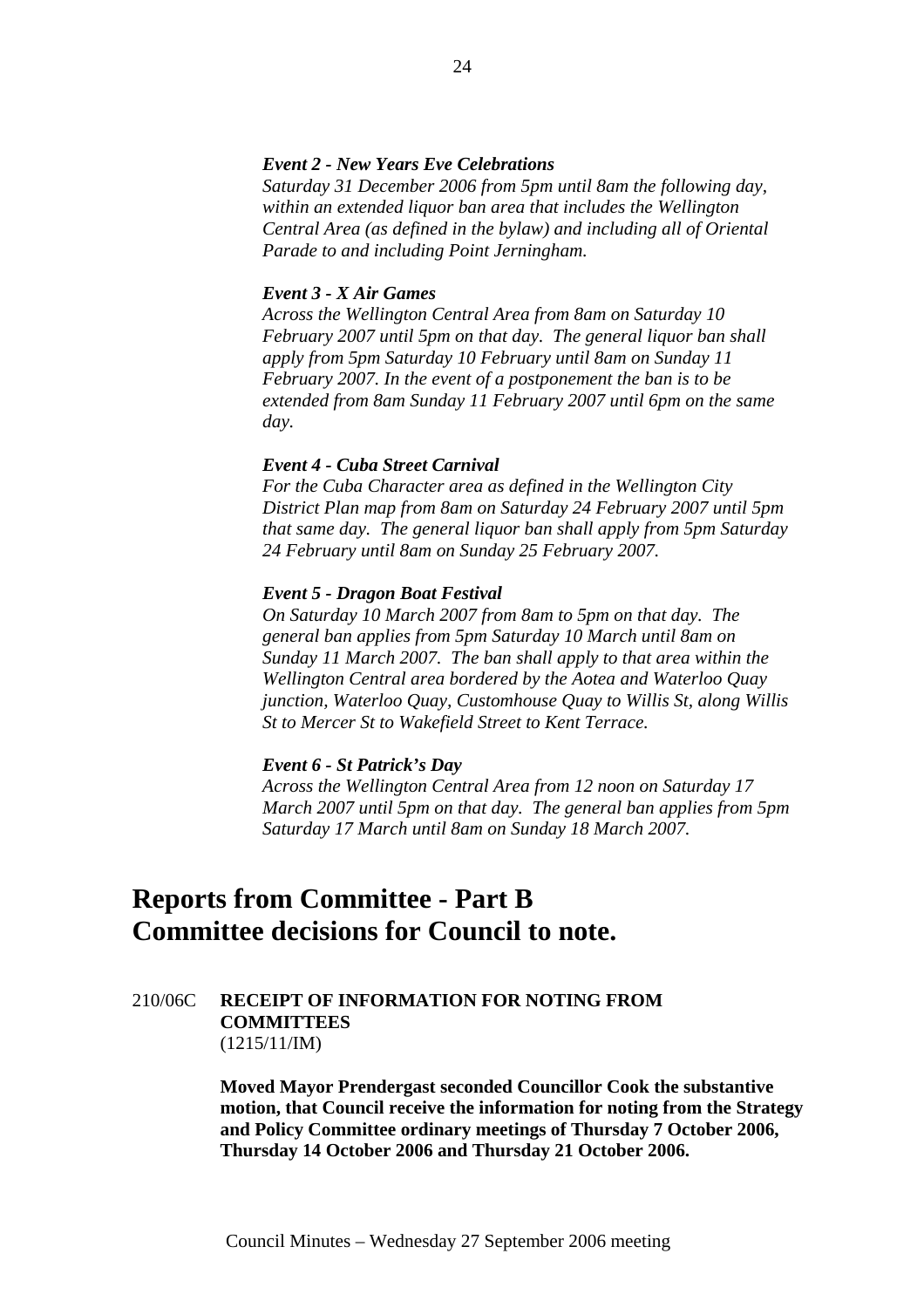***Event 2 - New Years Eve Celebrations***
*Saturday 31 December 2006 from 5pm until 8am the following day, within an extended liquor ban area that includes the Wellington Central Area (as defined in the bylaw) and including all of Oriental Parade to and including Point Jerningham.*

***Event 3 - X Air Games***
*Across the Wellington Central Area from 8am on Saturday 10 February 2007 until 5pm on that day. The general liquor ban shall apply from 5pm Saturday 10 February until 8am on Sunday 11 February 2007. In the event of a postponement the ban is to be extended from 8am Sunday 11 February 2007 until 6pm on the same day.*

***Event 4 - Cuba Street Carnival***
*For the Cuba Character area as defined in the Wellington City District Plan map from 8am on Saturday 24 February 2007 until 5pm that same day. The general liquor ban shall apply from 5pm Saturday 24 February until 8am on Sunday 25 February 2007.*

***Event 5 - Dragon Boat Festival***
*On Saturday 10 March 2007 from 8am to 5pm on that day. The general ban applies from 5pm Saturday 10 March until 8am on Sunday 11 March 2007. The ban shall apply to that area within the Wellington Central area bordered by the Aotea and Waterloo Quay junction, Waterloo Quay, Customhouse Quay to Willis St, along Willis St to Mercer St to Wakefield Street to Kent Terrace.*

***Event 6 - St Patrick's Day***
*Across the Wellington Central Area from 12 noon on Saturday 17 March 2007 until 5pm on that day. The general ban applies from 5pm Saturday 17 March until 8am on Sunday 18 March 2007.*

# Reports from Committee - Part B
# Committee decisions for Council to note.

210/06C **RECEIPT OF INFORMATION FOR NOTING FROM COMMITTEES**
(1215/11/IM)

**Moved Mayor Prendergast seconded Councillor Cook the substantive motion, that Council receive the information for noting from the Strategy and Policy Committee ordinary meetings of Thursday 7 October 2006, Thursday 14 October 2006 and Thursday 21 October 2006.**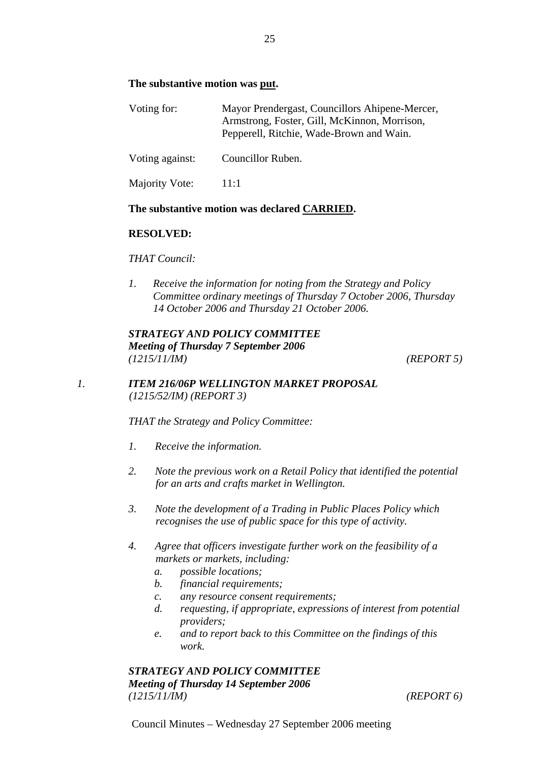**The substantive motion was put.**

| | |
|---|---|
| Voting for: | Mayor Prendergast, Councillors Ahipene-Mercer, Armstrong, Foster, Gill, McKinnon, Morrison, Pepperell, Ritchie, Wade-Brown and Wain. |
| Voting against: | Councillor Ruben. |
| Majority Vote: | 11:1 |

**The substantive motion was declared CARRIED.**

**RESOLVED:**

*THAT Council:*

1. *Receive the information for noting from the Strategy and Policy Committee ordinary meetings of Thursday 7 October 2006, Thursday 14 October 2006 and Thursday 21 October 2006.*

***STRATEGY AND POLICY COMMITTEE***
***Meeting of Thursday 7 September 2006***
*(1215/11/IM) (REPORT 5)*

*1.* ***ITEM 216/06P WELLINGTON MARKET PROPOSAL***
*(1215/52/IM) (REPORT 3)*

*THAT the Strategy and Policy Committee:*

1. *Receive the information.*
2. *Note the previous work on a Retail Policy that identified the potential for an arts and crafts market in Wellington.*
3. *Note the development of a Trading in Public Places Policy which recognises the use of public space for this type of activity.*
4. *Agree that officers investigate further work on the feasibility of a markets or markets, including:*
   a. *possible locations;*
   b. *financial requirements;*
   c. *any resource consent requirements;*
   d. *requesting, if appropriate, expressions of interest from potential providers;*
   e. *and to report back to this Committee on the findings of this work.*

***STRATEGY AND POLICY COMMITTEE***
***Meeting of Thursday 14 September 2006***
*(1215/11/IM) (REPORT 6)*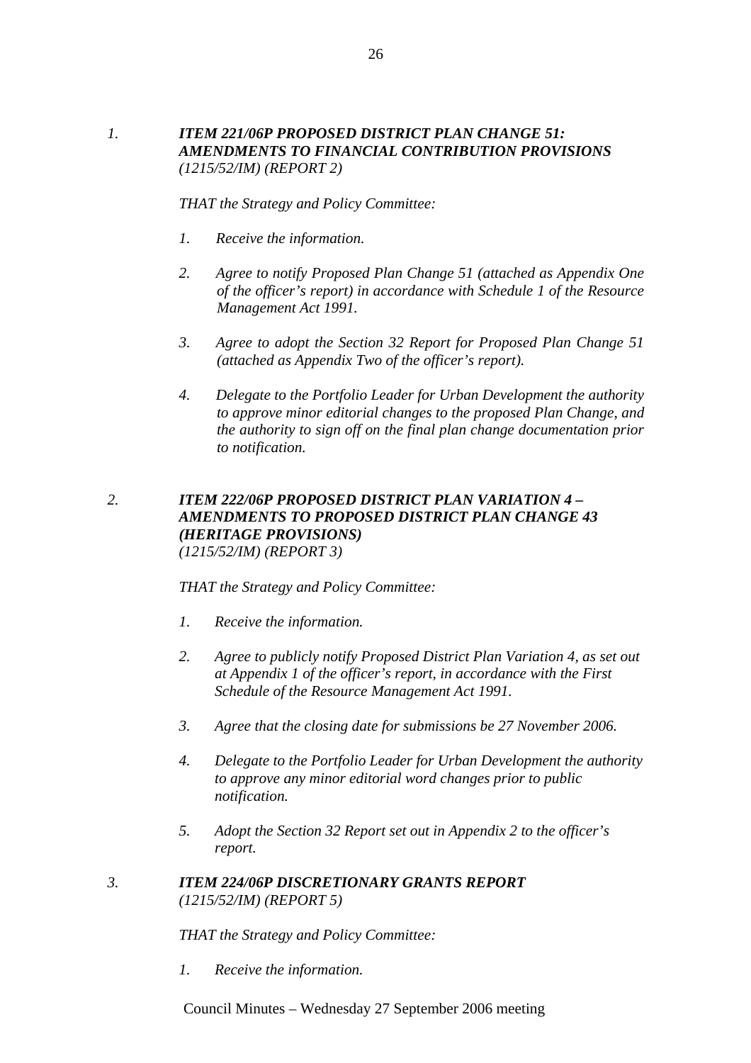1. ***ITEM 221/06P PROPOSED DISTRICT PLAN CHANGE 51: AMENDMENTS TO FINANCIAL CONTRIBUTION PROVISIONS*** *(1215/52/IM) (REPORT 2)*

   *THAT the Strategy and Policy Committee:*

   1. *Receive the information.*

   2. *Agree to notify Proposed Plan Change 51 (attached as Appendix One of the officer's report) in accordance with Schedule 1 of the Resource Management Act 1991.*

   3. *Agree to adopt the Section 32 Report for Proposed Plan Change 51 (attached as Appendix Two of the officer's report).*

   4. *Delegate to the Portfolio Leader for Urban Development the authority to approve minor editorial changes to the proposed Plan Change, and the authority to sign off on the final plan change documentation prior to notification.*

2. ***ITEM 222/06P PROPOSED DISTRICT PLAN VARIATION 4 – AMENDMENTS TO PROPOSED DISTRICT PLAN CHANGE 43 (HERITAGE PROVISIONS)*** *(1215/52/IM) (REPORT 3)*

   *THAT the Strategy and Policy Committee:*

   1. *Receive the information.*

   2. *Agree to publicly notify Proposed District Plan Variation 4, as set out at Appendix 1 of the officer's report, in accordance with the First Schedule of the Resource Management Act 1991.*

   3. *Agree that the closing date for submissions be 27 November 2006.*

   4. *Delegate to the Portfolio Leader for Urban Development the authority to approve any minor editorial word changes prior to public notification.*

   5. *Adopt the Section 32 Report set out in Appendix 2 to the officer's report.*

3. ***ITEM 224/06P DISCRETIONARY GRANTS REPORT*** *(1215/52/IM) (REPORT 5)*

   *THAT the Strategy and Policy Committee:*

   1. *Receive the information.*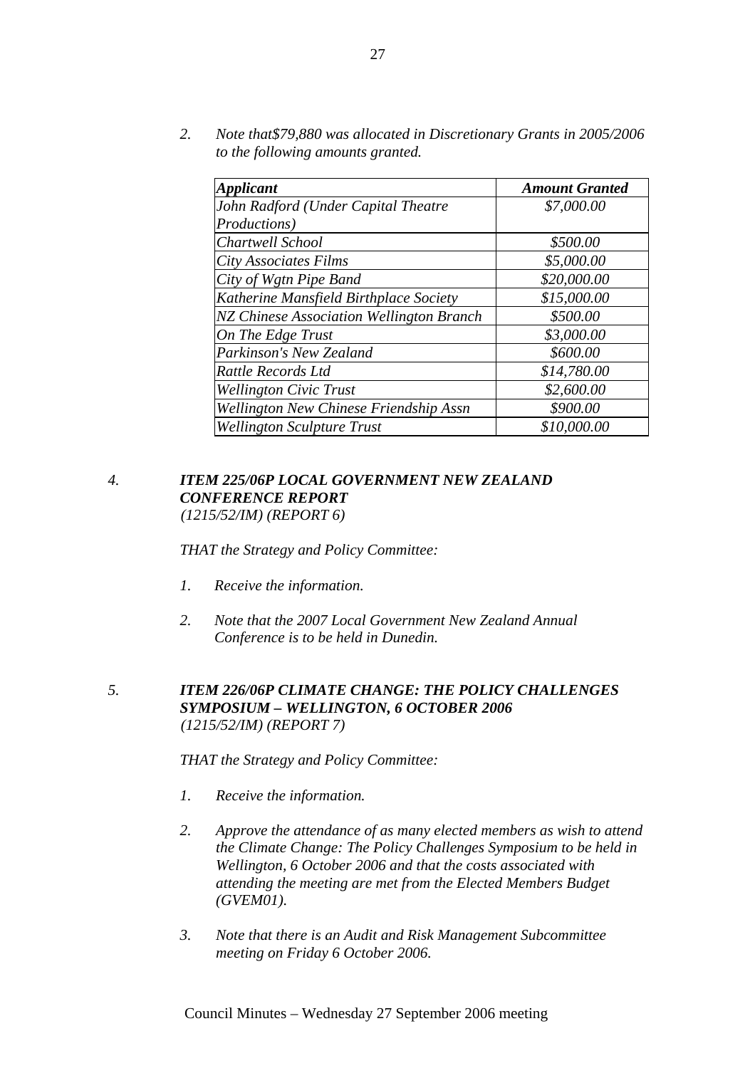2. *Note that$79,880 was allocated in Discretionary Grants in 2005/2006 to the following amounts granted.*

| *Applicant* | *Amount Granted* |
|---|---|
| *John Radford (Under Capital Theatre Productions)* | *$7,000.00* |
| *Chartwell School* | *$500.00* |
| *City Associates Films* | *$5,000.00* |
| *City of Wgtn Pipe Band* | *$20,000.00* |
| *Katherine Mansfield Birthplace Society* | *$15,000.00* |
| *NZ Chinese Association Wellington Branch* | *$500.00* |
| *On The Edge Trust* | *$3,000.00* |
| *Parkinson's New Zealand* | *$600.00* |
| *Rattle Records Ltd* | *$14,780.00* |
| *Wellington Civic Trust* | *$2,600.00* |
| *Wellington New Chinese Friendship Assn* | *$900.00* |
| *Wellington Sculpture Trust* | *$10,000.00* |

4. ***ITEM 225/06P LOCAL GOVERNMENT NEW ZEALAND CONFERENCE REPORT***
*(1215/52/IM) (REPORT 6)*

*THAT the Strategy and Policy Committee:*

1. *Receive the information.*

2. *Note that the 2007 Local Government New Zealand Annual Conference is to be held in Dunedin.*

5. ***ITEM 226/06P CLIMATE CHANGE: THE POLICY CHALLENGES SYMPOSIUM – WELLINGTON, 6 OCTOBER 2006***
*(1215/52/IM) (REPORT 7)*

*THAT the Strategy and Policy Committee:*

1. *Receive the information.*

2. *Approve the attendance of as many elected members as wish to attend the Climate Change: The Policy Challenges Symposium to be held in Wellington, 6 October 2006 and that the costs associated with attending the meeting are met from the Elected Members Budget (GVEM01).*

3. *Note that there is an Audit and Risk Management Subcommittee meeting on Friday 6 October 2006.*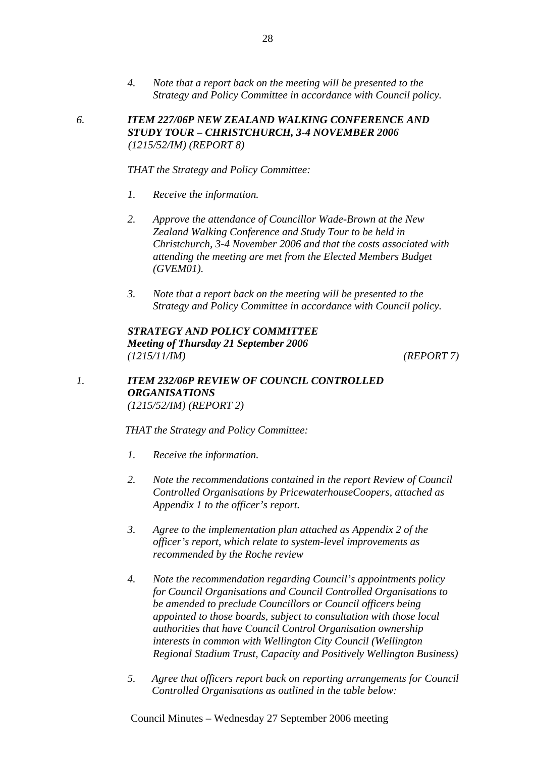4. *Note that a report back on the meeting will be presented to the Strategy and Policy Committee in accordance with Council policy.*

6. ***ITEM 227/06P NEW ZEALAND WALKING CONFERENCE AND STUDY TOUR – CHRISTCHURCH, 3-4 NOVEMBER 2006***
*(1215/52/IM) (REPORT 8)*

*THAT the Strategy and Policy Committee:*

1. *Receive the information.*

2. *Approve the attendance of Councillor Wade-Brown at the New Zealand Walking Conference and Study Tour to be held in Christchurch, 3-4 November 2006 and that the costs associated with attending the meeting are met from the Elected Members Budget (GVEM01).*

3. *Note that a report back on the meeting will be presented to the Strategy and Policy Committee in accordance with Council policy.*

***STRATEGY AND POLICY COMMITTEE***
***Meeting of Thursday 21 September 2006***
*(1215/11/IM) (REPORT 7)*

1. ***ITEM 232/06P REVIEW OF COUNCIL CONTROLLED ORGANISATIONS***
*(1215/52/IM) (REPORT 2)*

*THAT the Strategy and Policy Committee:*

1. *Receive the information.*

2. *Note the recommendations contained in the report Review of Council Controlled Organisations by PricewaterhouseCoopers, attached as Appendix 1 to the officer's report.*

3. *Agree to the implementation plan attached as Appendix 2 of the officer's report, which relate to system-level improvements as recommended by the Roche review*

4. *Note the recommendation regarding Council's appointments policy for Council Organisations and Council Controlled Organisations to be amended to preclude Councillors or Council officers being appointed to those boards, subject to consultation with those local authorities that have Council Control Organisation ownership interests in common with Wellington City Council (Wellington Regional Stadium Trust, Capacity and Positively Wellington Business)*

5. *Agree that officers report back on reporting arrangements for Council Controlled Organisations as outlined in the table below:*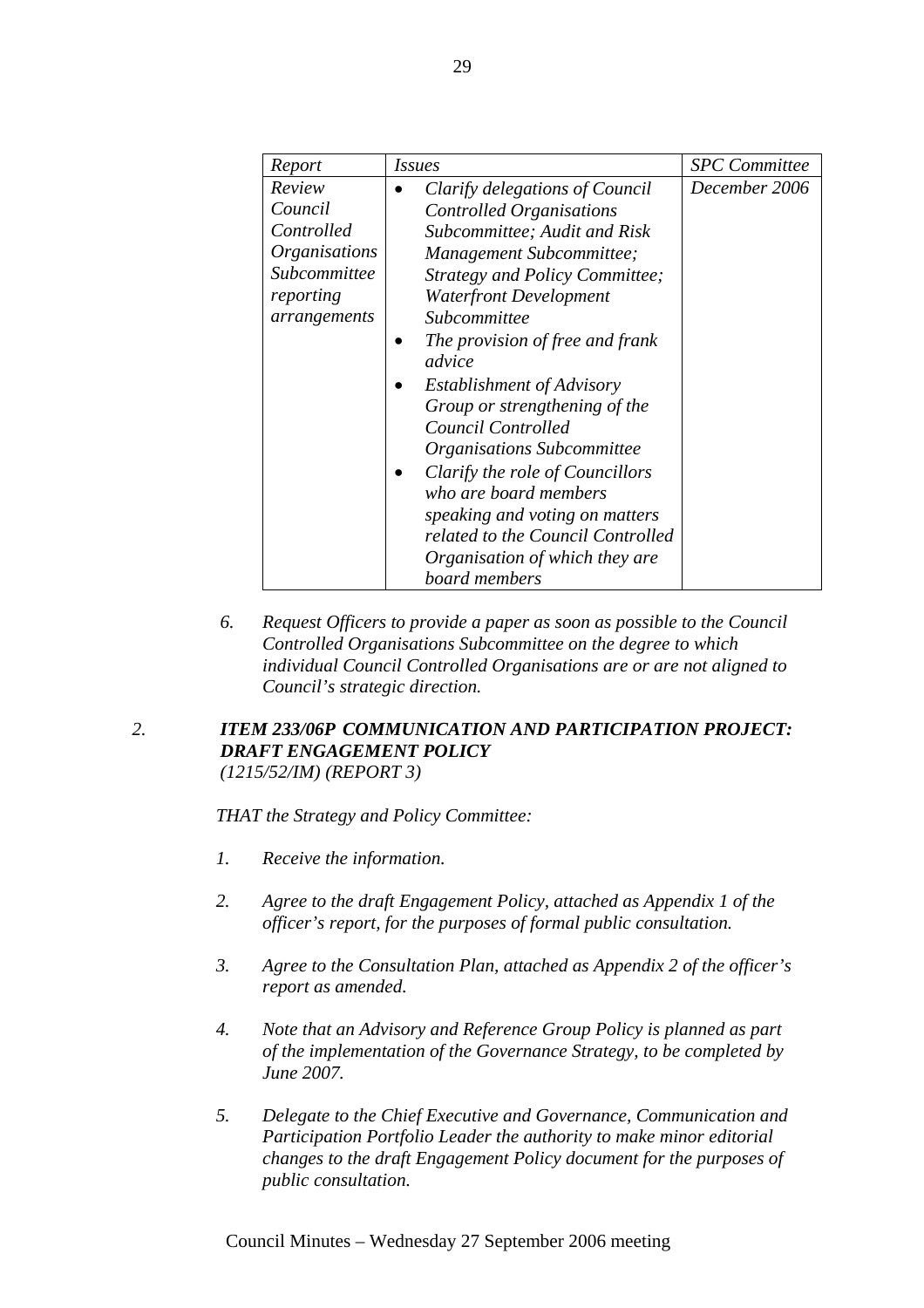| *Report* | *Issues* | *SPC Committee* |
|---|---|---|
| *Review Council Controlled Organisations Subcommittee reporting arrangements* | • *Clarify delegations of Council Controlled Organisations Subcommittee; Audit and Risk Management Subcommittee; Strategy and Policy Committee; Waterfront Development Subcommittee*<br>• *The provision of free and frank advice*<br>• *Establishment of Advisory Group or strengthening of the Council Controlled Organisations Subcommittee*<br>• *Clarify the role of Councillors who are board members speaking and voting on matters related to the Council Controlled Organisation of which they are board members* | *December 2006* |

6. *Request Officers to provide a paper as soon as possible to the Council Controlled Organisations Subcommittee on the degree to which individual Council Controlled Organisations are or are not aligned to Council's strategic direction.*

2. ***ITEM 233/06P COMMUNICATION AND PARTICIPATION PROJECT: DRAFT ENGAGEMENT POLICY***
*(1215/52/IM) (REPORT 3)*

*THAT the Strategy and Policy Committee:*

1. *Receive the information.*

2. *Agree to the draft Engagement Policy, attached as Appendix 1 of the officer's report, for the purposes of formal public consultation.*

3. *Agree to the Consultation Plan, attached as Appendix 2 of the officer's report as amended.*

4. *Note that an Advisory and Reference Group Policy is planned as part of the implementation of the Governance Strategy, to be completed by June 2007.*

5. *Delegate to the Chief Executive and Governance, Communication and Participation Portfolio Leader the authority to make minor editorial changes to the draft Engagement Policy document for the purposes of public consultation.*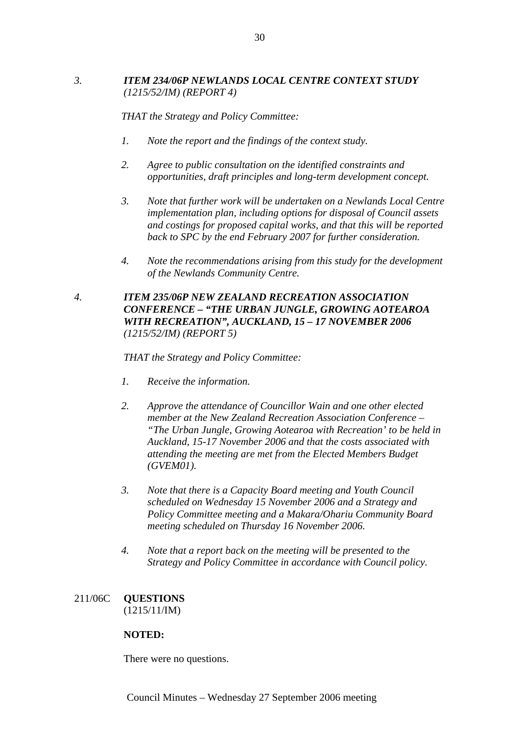*3. ITEM 234/06P NEWLANDS LOCAL CENTRE CONTEXT STUDY (1215/52/IM) (REPORT 4)*

*THAT the Strategy and Policy Committee:*

*1. Note the report and the findings of the context study.*

*2. Agree to public consultation on the identified constraints and opportunities, draft principles and long-term development concept.*

*3. Note that further work will be undertaken on a Newlands Local Centre implementation plan, including options for disposal of Council assets and costings for proposed capital works, and that this will be reported back to SPC by the end February 2007 for further consideration.*

*4. Note the recommendations arising from this study for the development of the Newlands Community Centre.*

*4. ITEM 235/06P NEW ZEALAND RECREATION ASSOCIATION CONFERENCE – "THE URBAN JUNGLE, GROWING AOTEAROA WITH RECREATION", AUCKLAND, 15 – 17 NOVEMBER 2006 (1215/52/IM) (REPORT 5)*

*THAT the Strategy and Policy Committee:*

*1. Receive the information.*

*2. Approve the attendance of Councillor Wain and one other elected member at the New Zealand Recreation Association Conference – "The Urban Jungle, Growing Aotearoa with Recreation' to be held in Auckland, 15-17 November 2006 and that the costs associated with attending the meeting are met from the Elected Members Budget (GVEM01).*

*3. Note that there is a Capacity Board meeting and Youth Council scheduled on Wednesday 15 November 2006 and a Strategy and Policy Committee meeting and a Makara/Ohariu Community Board meeting scheduled on Thursday 16 November 2006.*

*4. Note that a report back on the meeting will be presented to the Strategy and Policy Committee in accordance with Council policy.*

211/06C **QUESTIONS**
(1215/11/IM)

**NOTED:**

There were no questions.

Council Minutes – Wednesday 27 September 2006 meeting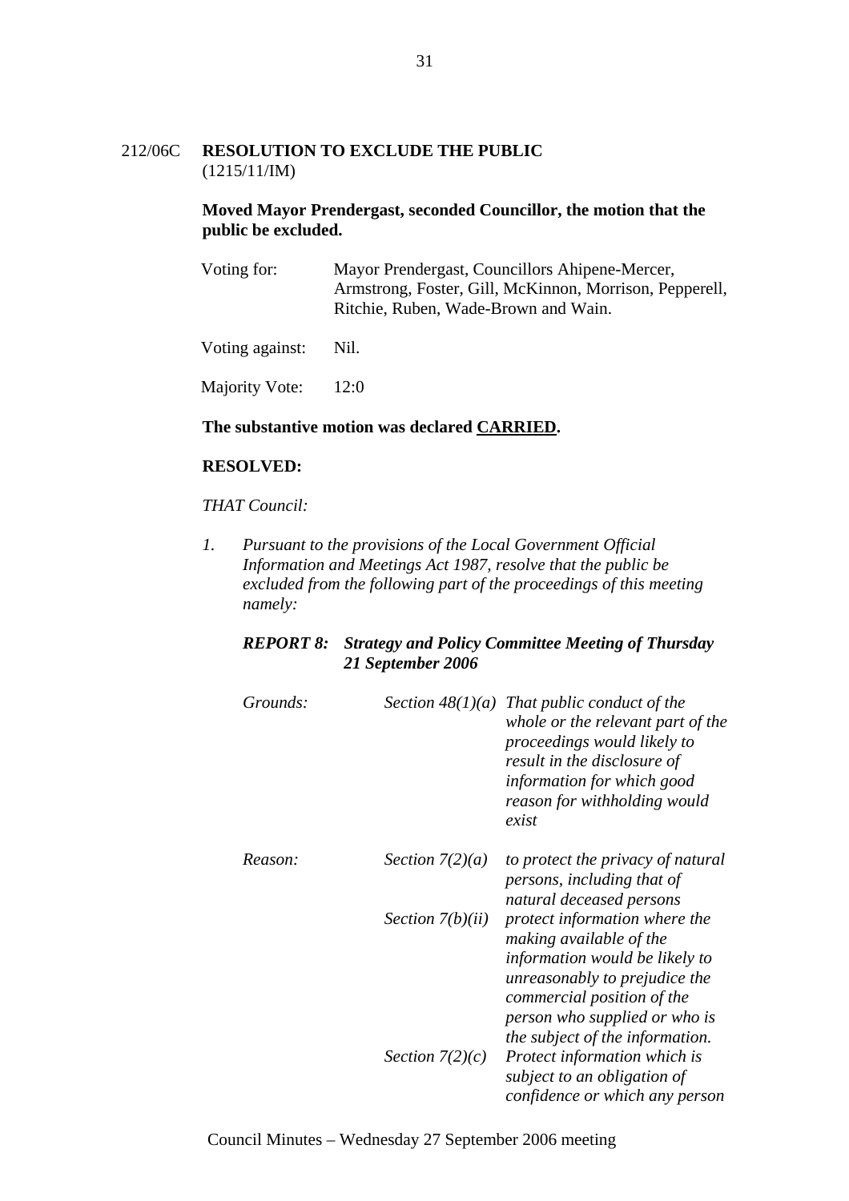212/06C **RESOLUTION TO EXCLUDE THE PUBLIC**
(1215/11/IM)

**Moved Mayor Prendergast, seconded Councillor, the motion that the public be excluded.**

| | |
|---|---|
| Voting for: | Mayor Prendergast, Councillors Ahipene-Mercer, Armstrong, Foster, Gill, McKinnon, Morrison, Pepperell, Ritchie, Ruben, Wade-Brown and Wain. |
| Voting against: | Nil. |
| Majority Vote: | 12:0 |

**The substantive motion was declared <u>CARRIED</u>.**

**RESOLVED:**

*THAT Council:*

1. *Pursuant to the provisions of the Local Government Official Information and Meetings Act 1987, resolve that the public be excluded from the following part of the proceedings of this meeting namely:*

***REPORT 8: Strategy and Policy Committee Meeting of Thursday 21 September 2006***

| | | |
|---|---|---|
| *Grounds:* | *Section 48(1)(a)* | *That public conduct of the whole or the relevant part of the proceedings would likely to result in the disclosure of information for which good reason for withholding would exist* |
| *Reason:* | *Section 7(2)(a)* | *to protect the privacy of natural persons, including that of natural deceased persons* |
| | *Section 7(b)(ii)* | *protect information where the making available of the information would be likely to unreasonably to prejudice the commercial position of the person who supplied or who is the subject of the information.* |
| | *Section 7(2)(c)* | *Protect information which is subject to an obligation of confidence or which any person* |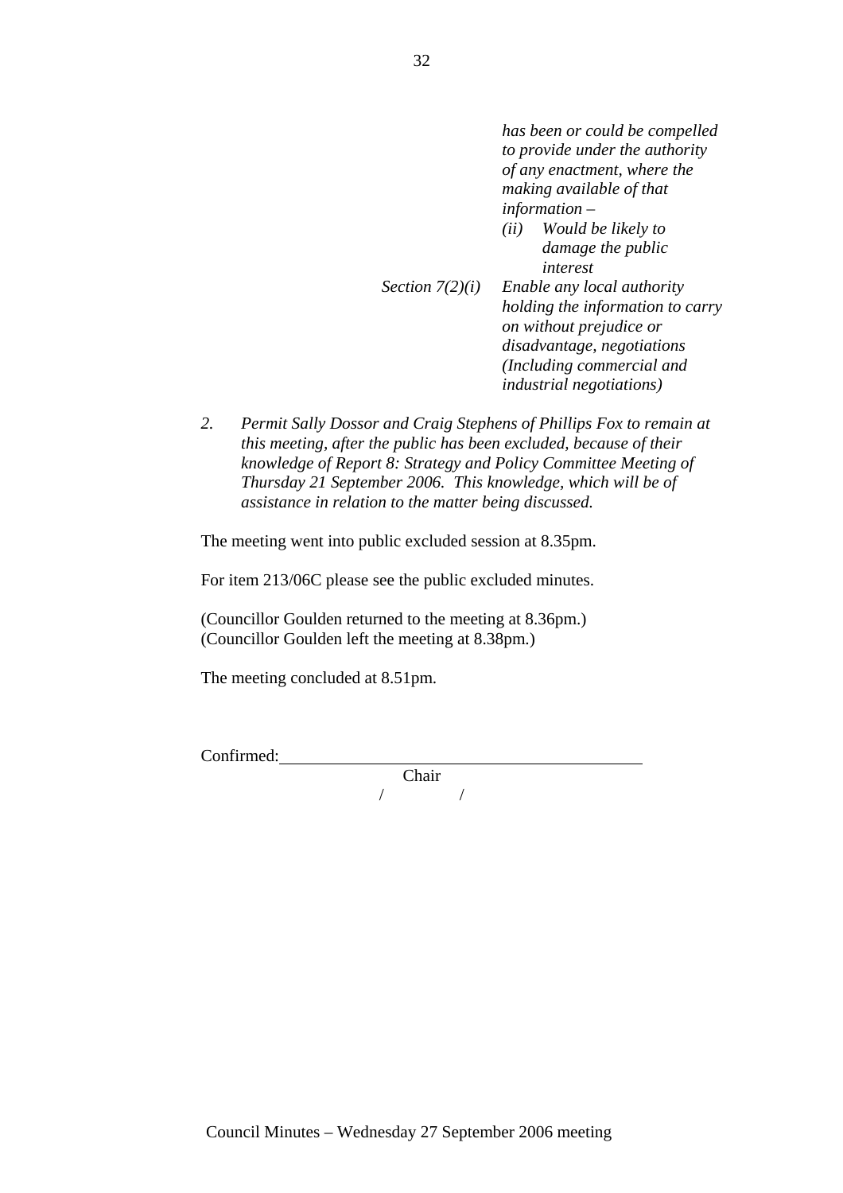*has been or could be compelled to provide under the authority of any enactment, where the making available of that information –*

*(ii) Would be likely to damage the public interest*

| | |
|---|---|
| *Section 7(2)(i)* | *Enable any local authority holding the information to carry on without prejudice or disadvantage, negotiations (Including commercial and industrial negotiations)* |

*2. Permit Sally Dossor and Craig Stephens of Phillips Fox to remain at this meeting, after the public has been excluded, because of their knowledge of Report 8: Strategy and Policy Committee Meeting of Thursday 21 September 2006. This knowledge, which will be of assistance in relation to the matter being discussed.*

The meeting went into public excluded session at 8.35pm.

For item 213/06C please see the public excluded minutes.

(Councillor Goulden returned to the meeting at 8.36pm.)
(Councillor Goulden left the meeting at 8.38pm.)

The meeting concluded at 8.51pm.

Confirmed: ____________________________________________

Chair

/ /

Council Minutes – Wednesday 27 September 2006 meeting